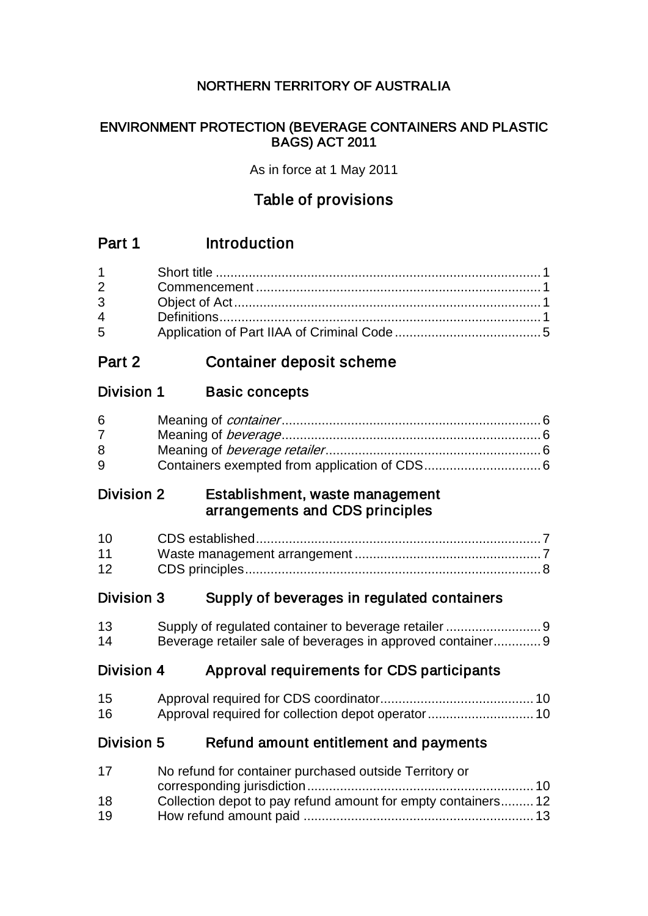NORTHERN TERRITORY OF AUSTRALIA

ENVIRONMENT PROTECTION (BEVERAGE CONTAINERS AND PLASTIC BAGS) ACT 2011

As in force at 1 May 2011

# Table of provisions

## Part 1 Introduction

| | | |
|---|---|---|
| 1 | Short title | 1 |
| 2 | Commencement | 1 |
| 3 | Object of Act | 1 |
| 4 | Definitions | 1 |
| 5 | Application of Part IIAA of Criminal Code | 5 |

## Part 2 Container deposit scheme

### Division 1 Basic concepts

| | | |
|---|---|---|
| 6 | Meaning of *container* | 6 |
| 7 | Meaning of *beverage* | 6 |
| 8 | Meaning of *beverage retailer* | 6 |
| 9 | Containers exempted from application of CDS | 6 |

### Division 2 Establishment, waste management arrangements and CDS principles

| | | |
|---|---|---|
| 10 | CDS established | 7 |
| 11 | Waste management arrangement | 7 |
| 12 | CDS principles | 8 |

### Division 3 Supply of beverages in regulated containers

| | | |
|---|---|---|
| 13 | Supply of regulated container to beverage retailer | 9 |
| 14 | Beverage retailer sale of beverages in approved container | 9 |

### Division 4 Approval requirements for CDS participants

| | | |
|---|---|---|
| 15 | Approval required for CDS coordinator | 10 |
| 16 | Approval required for collection depot operator | 10 |

### Division 5 Refund amount entitlement and payments

| | | |
|---|---|---|
| 17 | No refund for container purchased outside Territory or corresponding jurisdiction | 10 |
| 18 | Collection depot to pay refund amount for empty containers | 12 |
| 19 | How refund amount paid | 13 |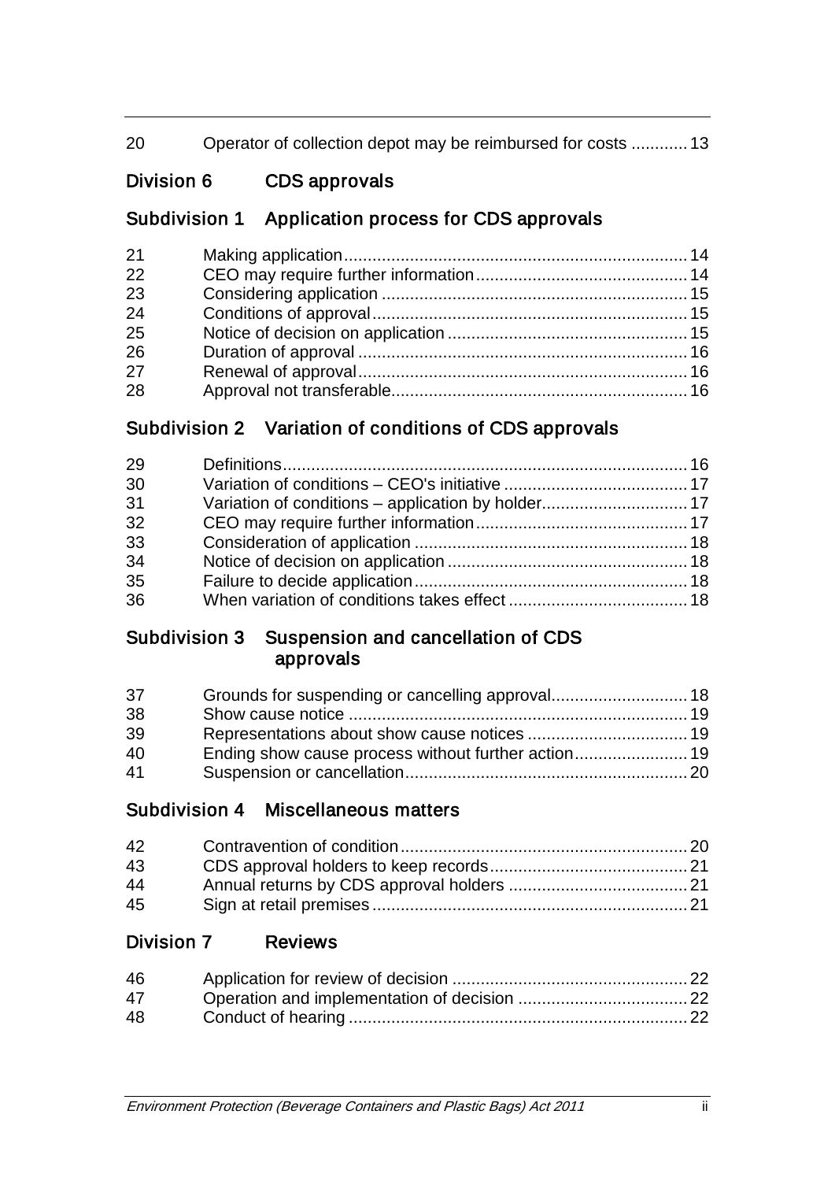| | | |
|---|---|---|
| 20 | Operator of collection depot may be reimbursed for costs | 13 |

### Division 6 CDS approvals

#### Subdivision 1 Application process for CDS approvals

| | | |
|---|---|---|
| 21 | Making application | 14 |
| 22 | CEO may require further information | 14 |
| 23 | Considering application | 15 |
| 24 | Conditions of approval | 15 |
| 25 | Notice of decision on application | 15 |
| 26 | Duration of approval | 16 |
| 27 | Renewal of approval | 16 |
| 28 | Approval not transferable | 16 |

#### Subdivision 2 Variation of conditions of CDS approvals

| | | |
|---|---|---|
| 29 | Definitions | 16 |
| 30 | Variation of conditions – CEO's initiative | 17 |
| 31 | Variation of conditions – application by holder | 17 |
| 32 | CEO may require further information | 17 |
| 33 | Consideration of application | 18 |
| 34 | Notice of decision on application | 18 |
| 35 | Failure to decide application | 18 |
| 36 | When variation of conditions takes effect | 18 |

#### Subdivision 3 Suspension and cancellation of CDS approvals

| | | |
|---|---|---|
| 37 | Grounds for suspending or cancelling approval | 18 |
| 38 | Show cause notice | 19 |
| 39 | Representations about show cause notices | 19 |
| 40 | Ending show cause process without further action | 19 |
| 41 | Suspension or cancellation | 20 |

#### Subdivision 4 Miscellaneous matters

| | | |
|---|---|---|
| 42 | Contravention of condition | 20 |
| 43 | CDS approval holders to keep records | 21 |
| 44 | Annual returns by CDS approval holders | 21 |
| 45 | Sign at retail premises | 21 |

### Division 7 Reviews

| | | |
|---|---|---|
| 46 | Application for review of decision | 22 |
| 47 | Operation and implementation of decision | 22 |
| 48 | Conduct of hearing | 22 |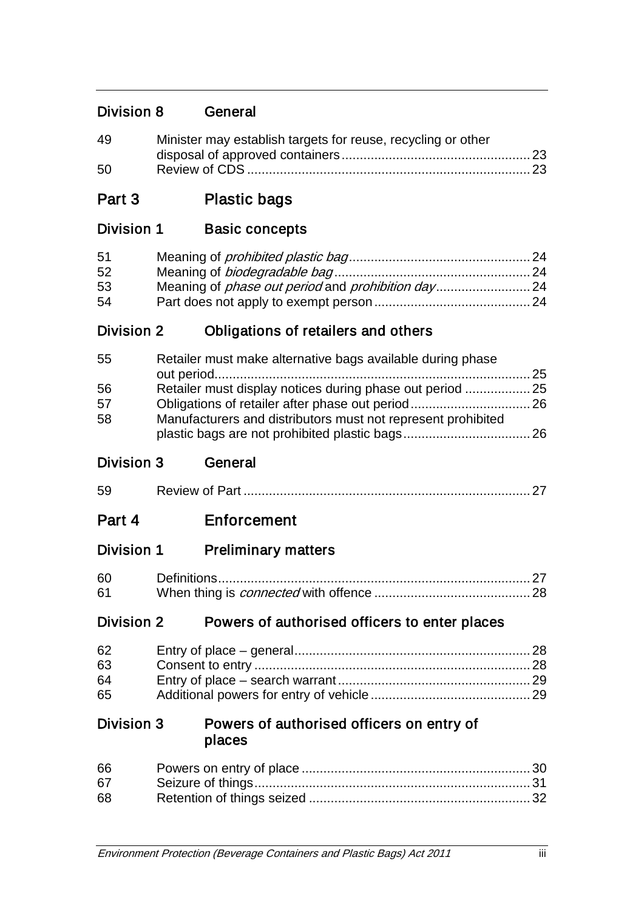## Division 8 General

| | | |
|---|---|---|
| 49 | Minister may establish targets for reuse, recycling or other disposal of approved containers | 23 |
| 50 | Review of CDS | 23 |

# Part 3 Plastic bags

## Division 1 Basic concepts

| | | |
|---|---|---|
| 51 | Meaning of *prohibited plastic bag* | 24 |
| 52 | Meaning of *biodegradable bag* | 24 |
| 53 | Meaning of *phase out period* and *prohibition day* | 24 |
| 54 | Part does not apply to exempt person | 24 |

## Division 2 Obligations of retailers and others

| | | |
|---|---|---|
| 55 | Retailer must make alternative bags available during phase out period | 25 |
| 56 | Retailer must display notices during phase out period | 25 |
| 57 | Obligations of retailer after phase out period | 26 |
| 58 | Manufacturers and distributors must not represent prohibited plastic bags are not prohibited plastic bags | 26 |

## Division 3 General

| | | |
|---|---|---|
| 59 | Review of Part | 27 |

# Part 4 Enforcement

## Division 1 Preliminary matters

| | | |
|---|---|---|
| 60 | Definitions | 27 |
| 61 | When thing is *connected* with offence | 28 |

## Division 2 Powers of authorised officers to enter places

| | | |
|---|---|---|
| 62 | Entry of place – general | 28 |
| 63 | Consent to entry | 28 |
| 64 | Entry of place – search warrant | 29 |
| 65 | Additional powers for entry of vehicle | 29 |

## Division 3 Powers of authorised officers on entry of places

| | | |
|---|---|---|
| 66 | Powers on entry of place | 30 |
| 67 | Seizure of things | 31 |
| 68 | Retention of things seized | 32 |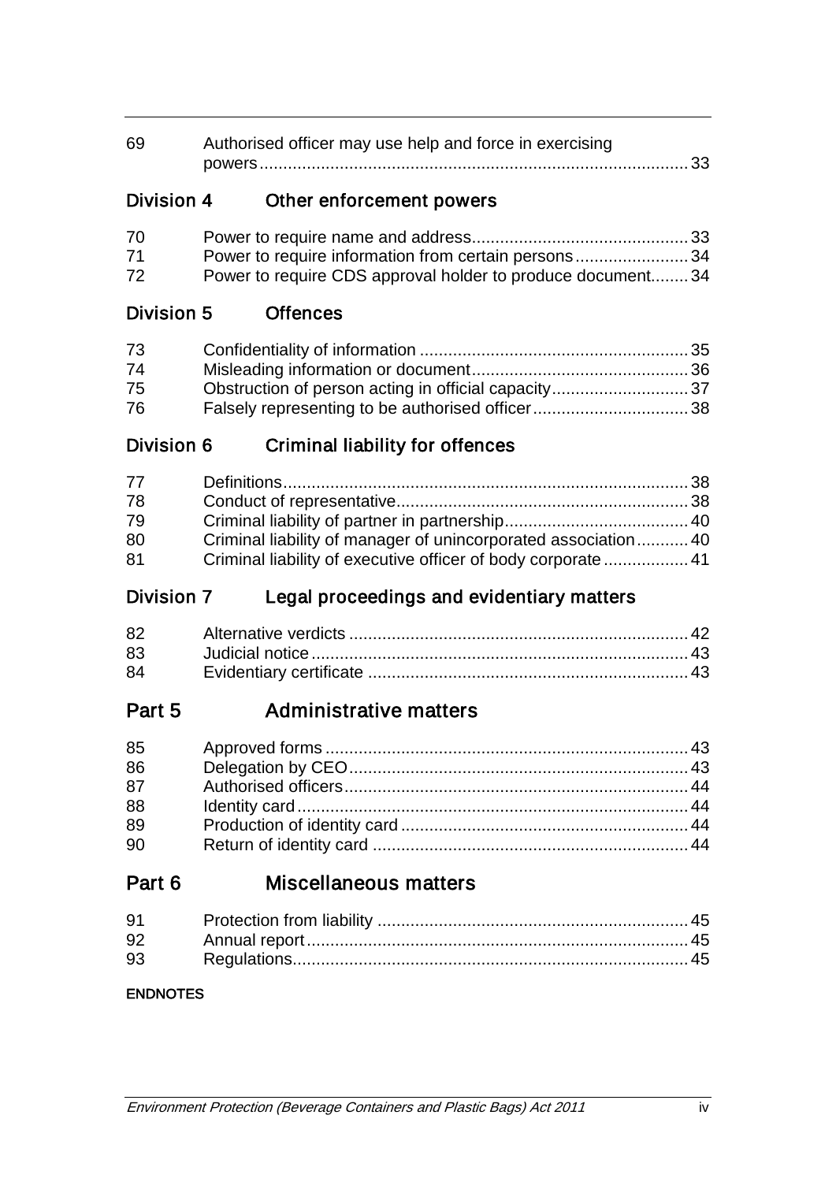| | | |
|---|---|---|
| 69 | Authorised officer may use help and force in exercising powers | 33 |

### Division 4 Other enforcement powers

| | | |
|---|---|---|
| 70 | Power to require name and address | 33 |
| 71 | Power to require information from certain persons | 34 |
| 72 | Power to require CDS approval holder to produce document | 34 |

### Division 5 Offences

| | | |
|---|---|---|
| 73 | Confidentiality of information | 35 |
| 74 | Misleading information or document | 36 |
| 75 | Obstruction of person acting in official capacity | 37 |
| 76 | Falsely representing to be authorised officer | 38 |

### Division 6 Criminal liability for offences

| | | |
|---|---|---|
| 77 | Definitions | 38 |
| 78 | Conduct of representative | 38 |
| 79 | Criminal liability of partner in partnership | 40 |
| 80 | Criminal liability of manager of unincorporated association | 40 |
| 81 | Criminal liability of executive officer of body corporate | 41 |

### Division 7 Legal proceedings and evidentiary matters

| | | |
|---|---|---|
| 82 | Alternative verdicts | 42 |
| 83 | Judicial notice | 43 |
| 84 | Evidentiary certificate | 43 |

## Part 5 Administrative matters

| | | |
|---|---|---|
| 85 | Approved forms | 43 |
| 86 | Delegation by CEO | 43 |
| 87 | Authorised officers | 44 |
| 88 | Identity card | 44 |
| 89 | Production of identity card | 44 |
| 90 | Return of identity card | 44 |

## Part 6 Miscellaneous matters

| | | |
|---|---|---|
| 91 | Protection from liability | 45 |
| 92 | Annual report | 45 |
| 93 | Regulations | 45 |

**ENDNOTES**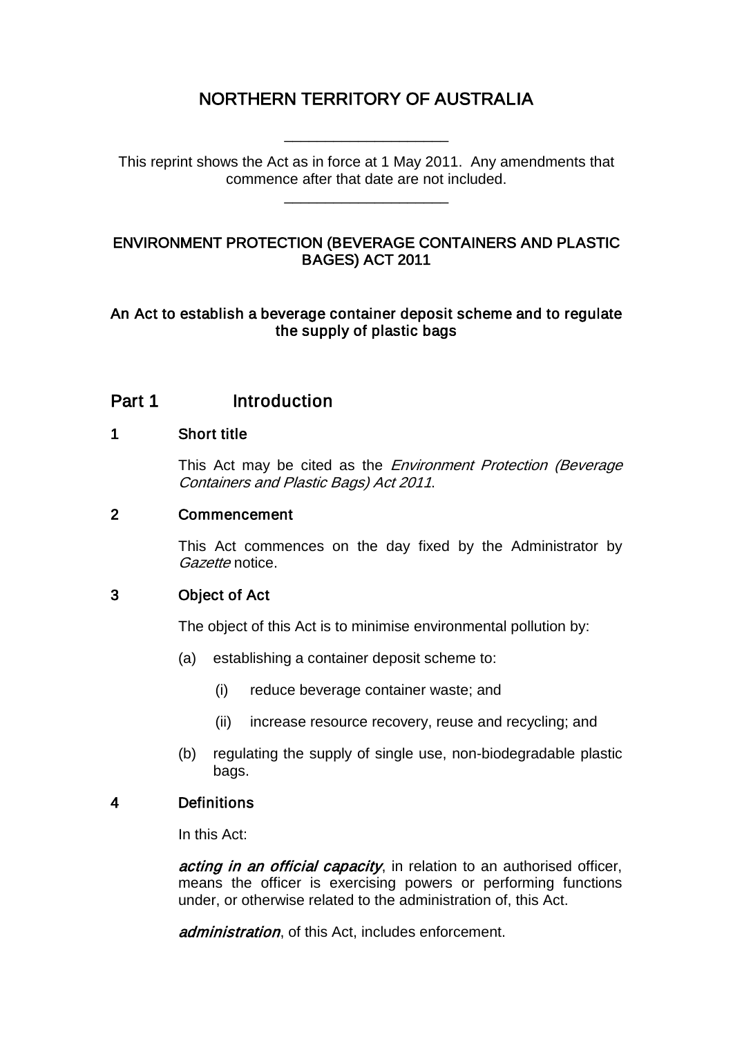# NORTHERN TERRITORY OF AUSTRALIA

____________________

This reprint shows the Act as in force at 1 May 2011. Any amendments that commence after that date are not included.

____________________

## ENVIRONMENT PROTECTION (BEVERAGE CONTAINERS AND PLASTIC BAGES) ACT 2011

### An Act to establish a beverage container deposit scheme and to regulate the supply of plastic bags

## Part 1 Introduction

### 1 Short title

This Act may be cited as the *Environment Protection (Beverage Containers and Plastic Bags) Act 2011*.

### 2 Commencement

This Act commences on the day fixed by the Administrator by *Gazette* notice.

### 3 Object of Act

The object of this Act is to minimise environmental pollution by:

(a) establishing a container deposit scheme to:

(i) reduce beverage container waste; and

(ii) increase resource recovery, reuse and recycling; and

(b) regulating the supply of single use, non-biodegradable plastic bags.

### 4 Definitions

In this Act:

***acting in an official capacity***, in relation to an authorised officer, means the officer is exercising powers or performing functions under, or otherwise related to the administration of, this Act.

***administration***, of this Act, includes enforcement.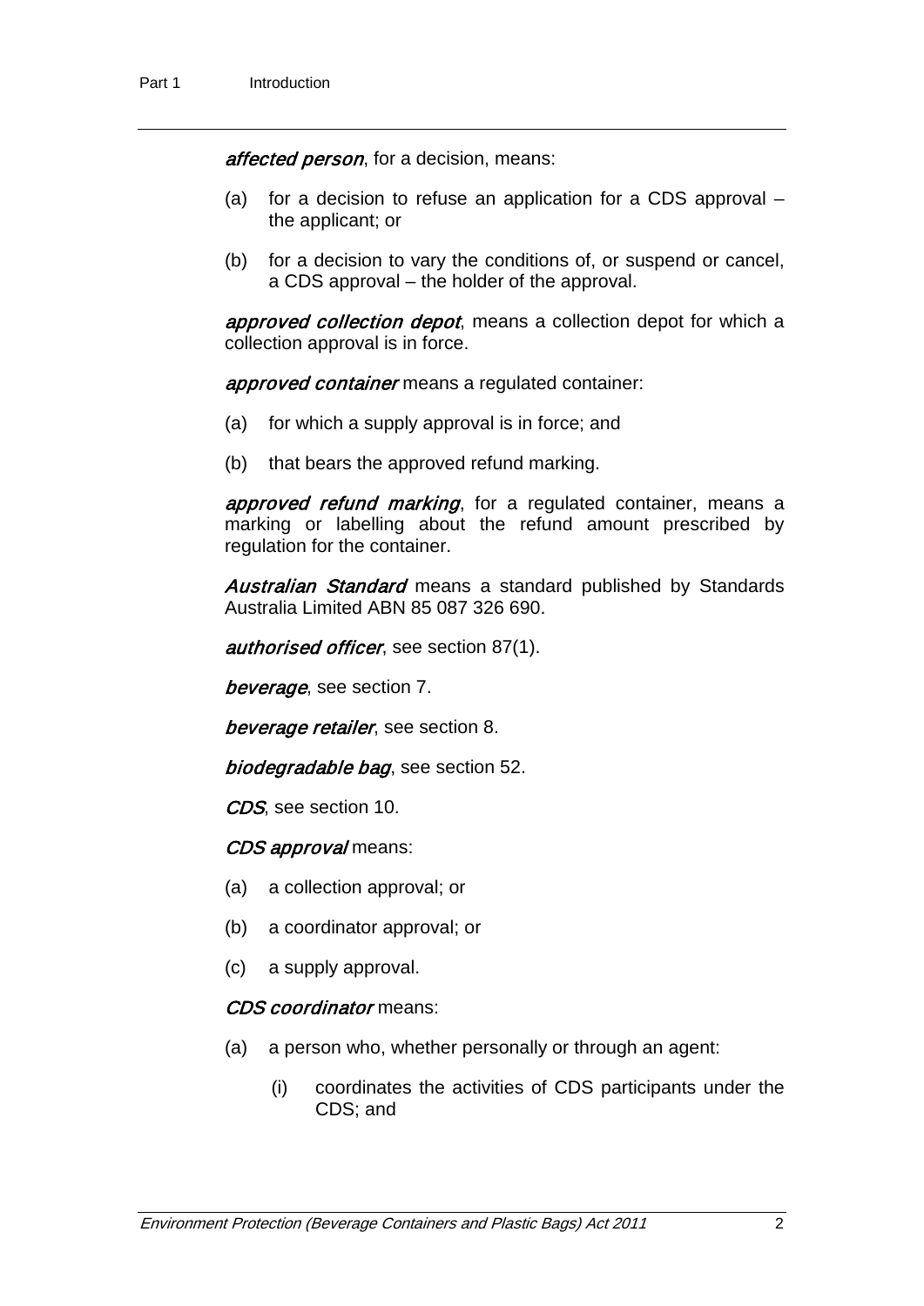***affected person***, for a decision, means:

(a) for a decision to refuse an application for a CDS approval – the applicant; or

(b) for a decision to vary the conditions of, or suspend or cancel, a CDS approval – the holder of the approval.

***approved collection depot***, means a collection depot for which a collection approval is in force.

***approved container*** means a regulated container:

(a) for which a supply approval is in force; and

(b) that bears the approved refund marking.

***approved refund marking***, for a regulated container, means a marking or labelling about the refund amount prescribed by regulation for the container.

***Australian Standard*** means a standard published by Standards Australia Limited ABN 85 087 326 690.

***authorised officer***, see section 87(1).

***beverage***, see section 7.

***beverage retailer***, see section 8.

***biodegradable bag***, see section 52.

***CDS***, see section 10.

***CDS approval*** means:

(a) a collection approval; or

(b) a coordinator approval; or

(c) a supply approval.

***CDS coordinator*** means:

(a) a person who, whether personally or through an agent:

(i) coordinates the activities of CDS participants under the CDS; and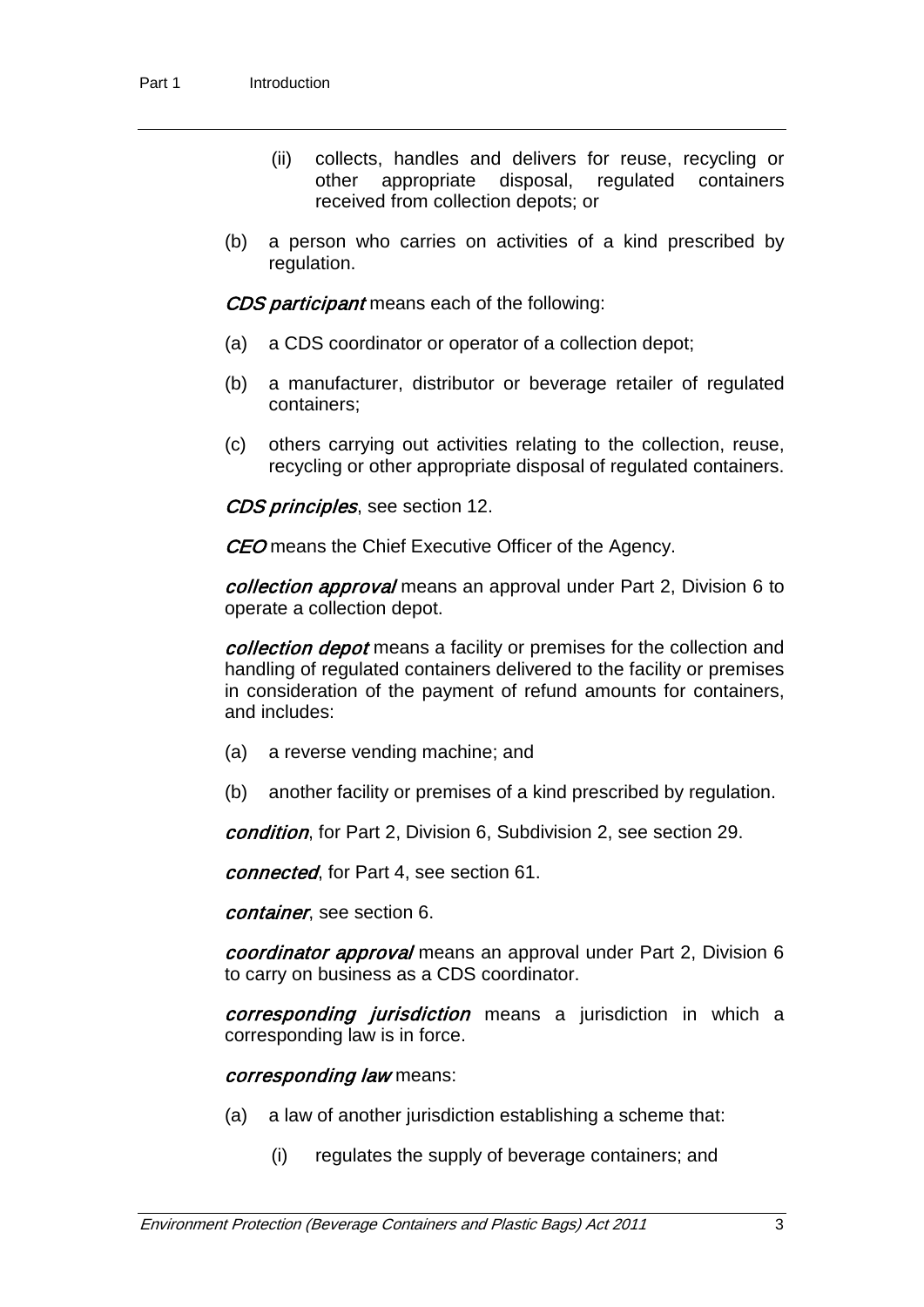(ii) collects, handles and delivers for reuse, recycling or other appropriate disposal, regulated containers received from collection depots; or

(b) a person who carries on activities of a kind prescribed by regulation.

***CDS participant*** means each of the following:

(a) a CDS coordinator or operator of a collection depot;

(b) a manufacturer, distributor or beverage retailer of regulated containers;

(c) others carrying out activities relating to the collection, reuse, recycling or other appropriate disposal of regulated containers.

***CDS principles***, see section 12.

***CEO*** means the Chief Executive Officer of the Agency.

***collection approval*** means an approval under Part 2, Division 6 to operate a collection depot.

***collection depot*** means a facility or premises for the collection and handling of regulated containers delivered to the facility or premises in consideration of the payment of refund amounts for containers, and includes:

(a) a reverse vending machine; and

(b) another facility or premises of a kind prescribed by regulation.

***condition***, for Part 2, Division 6, Subdivision 2, see section 29.

***connected***, for Part 4, see section 61.

***container***, see section 6.

***coordinator approval*** means an approval under Part 2, Division 6 to carry on business as a CDS coordinator.

***corresponding jurisdiction*** means a jurisdiction in which a corresponding law is in force.

***corresponding law*** means:

(a) a law of another jurisdiction establishing a scheme that:

(i) regulates the supply of beverage containers; and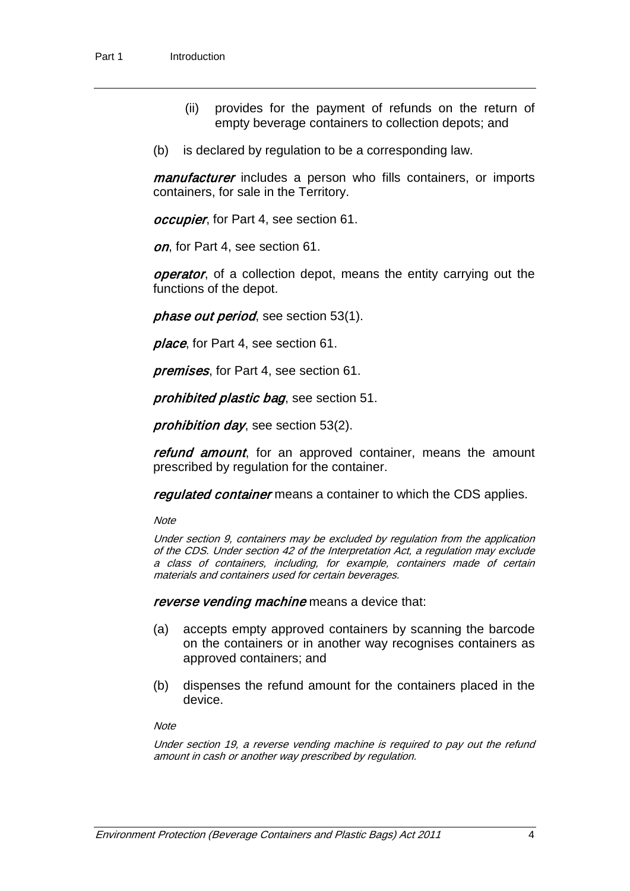(ii) provides for the payment of refunds on the return of empty beverage containers to collection depots; and

(b) is declared by regulation to be a corresponding law.

***manufacturer*** includes a person who fills containers, or imports containers, for sale in the Territory.

***occupier***, for Part 4, see section 61.

***on***, for Part 4, see section 61.

***operator***, of a collection depot, means the entity carrying out the functions of the depot.

***phase out period***, see section 53(1).

***place***, for Part 4, see section 61.

***premises***, for Part 4, see section 61.

***prohibited plastic bag***, see section 51.

***prohibition day***, see section 53(2).

***refund amount***, for an approved container, means the amount prescribed by regulation for the container.

***regulated container*** means a container to which the CDS applies.

*Note*

*Under section 9, containers may be excluded by regulation from the application of the CDS. Under section 42 of the Interpretation Act, a regulation may exclude a class of containers, including, for example, containers made of certain materials and containers used for certain beverages.*

***reverse vending machine*** means a device that:

(a) accepts empty approved containers by scanning the barcode on the containers or in another way recognises containers as approved containers; and

(b) dispenses the refund amount for the containers placed in the device.

*Note*

*Under section 19, a reverse vending machine is required to pay out the refund amount in cash or another way prescribed by regulation.*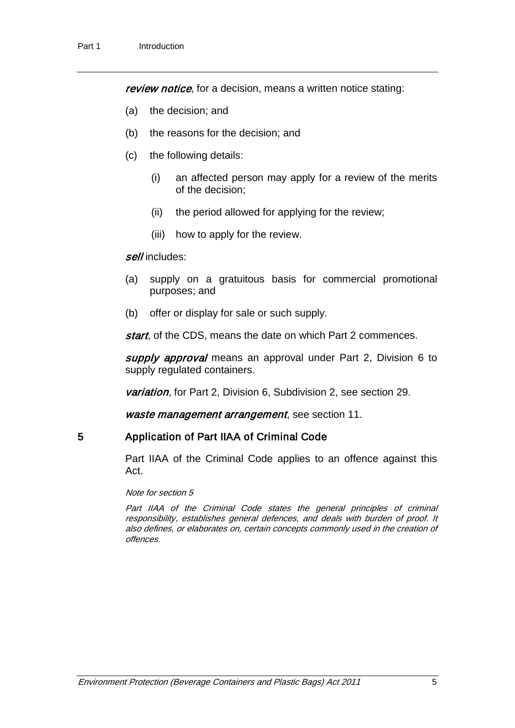***review notice***, for a decision, means a written notice stating:

(a) the decision; and

(b) the reasons for the decision; and

(c) the following details:

(i) an affected person may apply for a review of the merits of the decision;

(ii) the period allowed for applying for the review;

(iii) how to apply for the review.

***sell*** includes:

(a) supply on a gratuitous basis for commercial promotional purposes; and

(b) offer or display for sale or such supply.

***start***, of the CDS, means the date on which Part 2 commences.

***supply approval*** means an approval under Part 2, Division 6 to supply regulated containers.

***variation***, for Part 2, Division 6, Subdivision 2, see section 29.

***waste management arrangement***, see section 11.

## 5 Application of Part IIAA of Criminal Code

Part IIAA of the Criminal Code applies to an offence against this Act.

*Note for section 5*

*Part IIAA of the Criminal Code states the general principles of criminal responsibility, establishes general defences, and deals with burden of proof. It also defines, or elaborates on, certain concepts commonly used in the creation of offences.*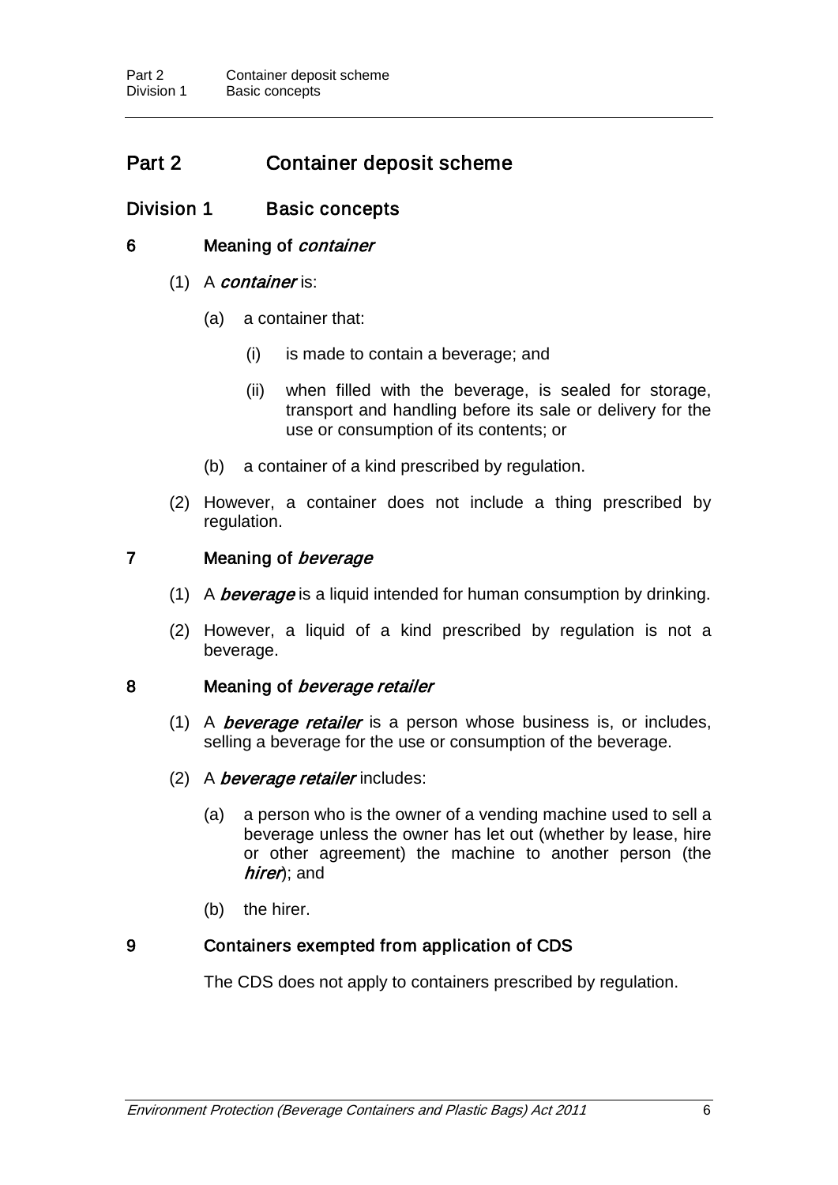# Part 2 Container deposit scheme

## Division 1 Basic concepts

### 6 Meaning of *container*

(1) A ***container*** is:

(a) a container that:

(i) is made to contain a beverage; and

(ii) when filled with the beverage, is sealed for storage, transport and handling before its sale or delivery for the use or consumption of its contents; or

(b) a container of a kind prescribed by regulation.

(2) However, a container does not include a thing prescribed by regulation.

### 7 Meaning of *beverage*

(1) A ***beverage*** is a liquid intended for human consumption by drinking.

(2) However, a liquid of a kind prescribed by regulation is not a beverage.

### 8 Meaning of *beverage retailer*

(1) A ***beverage retailer*** is a person whose business is, or includes, selling a beverage for the use or consumption of the beverage.

(2) A ***beverage retailer*** includes:

(a) a person who is the owner of a vending machine used to sell a beverage unless the owner has let out (whether by lease, hire or other agreement) the machine to another person (the ***hirer***); and

(b) the hirer.

### 9 Containers exempted from application of CDS

The CDS does not apply to containers prescribed by regulation.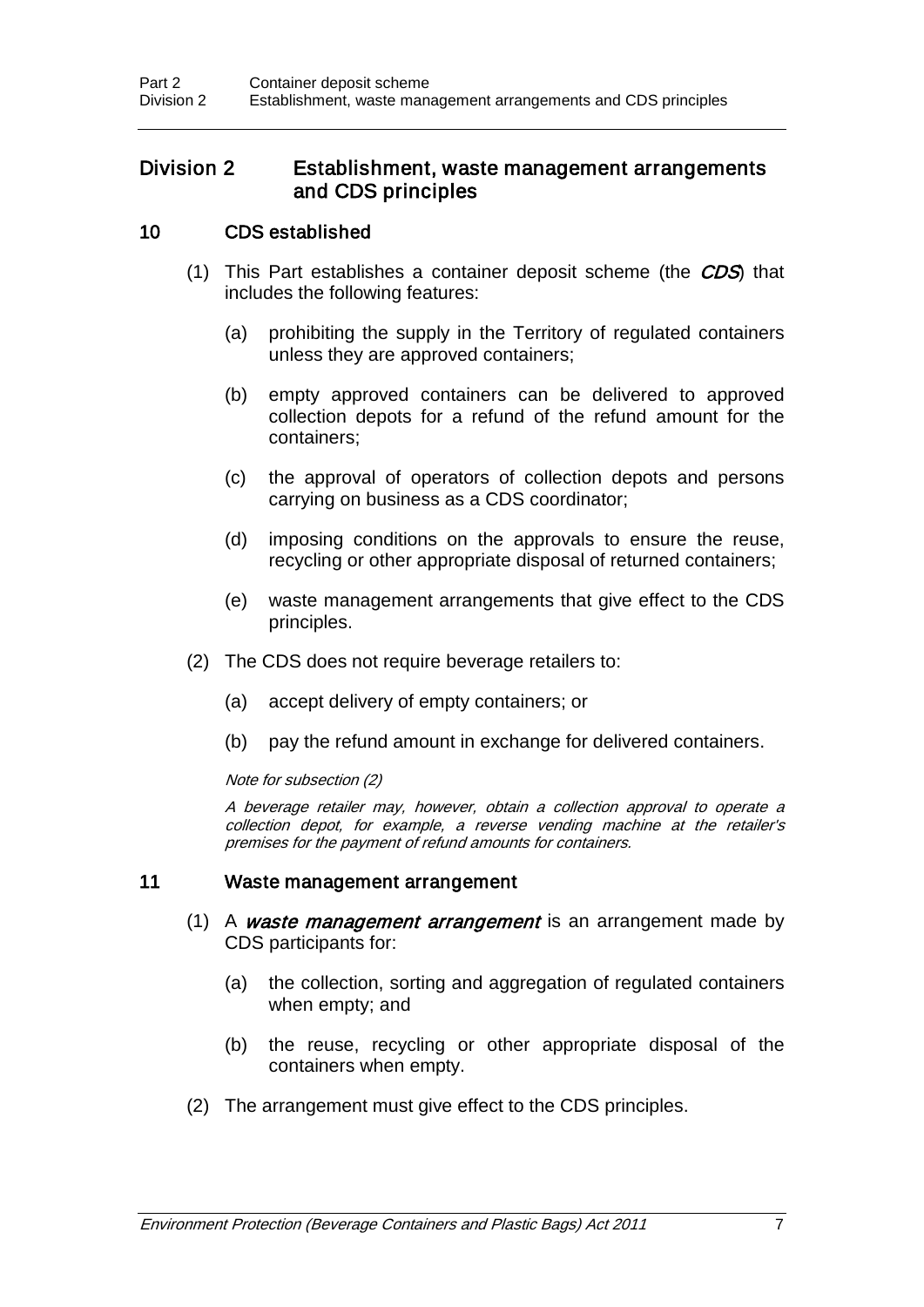## Division 2 Establishment, waste management arrangements and CDS principles

### 10 CDS established

(1) This Part establishes a container deposit scheme (the ***CDS***) that includes the following features:

(a) prohibiting the supply in the Territory of regulated containers unless they are approved containers;

(b) empty approved containers can be delivered to approved collection depots for a refund of the refund amount for the containers;

(c) the approval of operators of collection depots and persons carrying on business as a CDS coordinator;

(d) imposing conditions on the approvals to ensure the reuse, recycling or other appropriate disposal of returned containers;

(e) waste management arrangements that give effect to the CDS principles.

(2) The CDS does not require beverage retailers to:

(a) accept delivery of empty containers; or

(b) pay the refund amount in exchange for delivered containers.

*Note for subsection (2)*

*A beverage retailer may, however, obtain a collection approval to operate a collection depot, for example, a reverse vending machine at the retailer's premises for the payment of refund amounts for containers.*

### 11 Waste management arrangement

(1) A ***waste management arrangement*** is an arrangement made by CDS participants for:

(a) the collection, sorting and aggregation of regulated containers when empty; and

(b) the reuse, recycling or other appropriate disposal of the containers when empty.

(2) The arrangement must give effect to the CDS principles.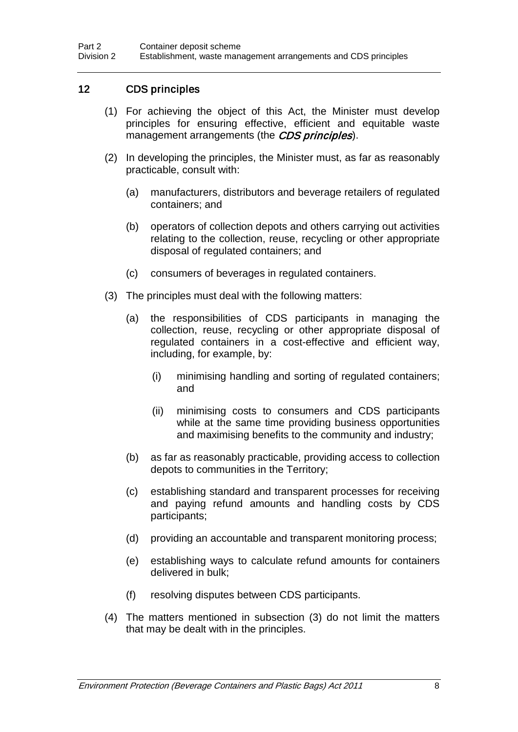## 12 CDS principles

(1) For achieving the object of this Act, the Minister must develop principles for ensuring effective, efficient and equitable waste management arrangements (the ***CDS principles***).

(2) In developing the principles, the Minister must, as far as reasonably practicable, consult with:

(a) manufacturers, distributors and beverage retailers of regulated containers; and

(b) operators of collection depots and others carrying out activities relating to the collection, reuse, recycling or other appropriate disposal of regulated containers; and

(c) consumers of beverages in regulated containers.

(3) The principles must deal with the following matters:

(a) the responsibilities of CDS participants in managing the collection, reuse, recycling or other appropriate disposal of regulated containers in a cost-effective and efficient way, including, for example, by:

(i) minimising handling and sorting of regulated containers; and

(ii) minimising costs to consumers and CDS participants while at the same time providing business opportunities and maximising benefits to the community and industry;

(b) as far as reasonably practicable, providing access to collection depots to communities in the Territory;

(c) establishing standard and transparent processes for receiving and paying refund amounts and handling costs by CDS participants;

(d) providing an accountable and transparent monitoring process;

(e) establishing ways to calculate refund amounts for containers delivered in bulk;

(f) resolving disputes between CDS participants.

(4) The matters mentioned in subsection (3) do not limit the matters that may be dealt with in the principles.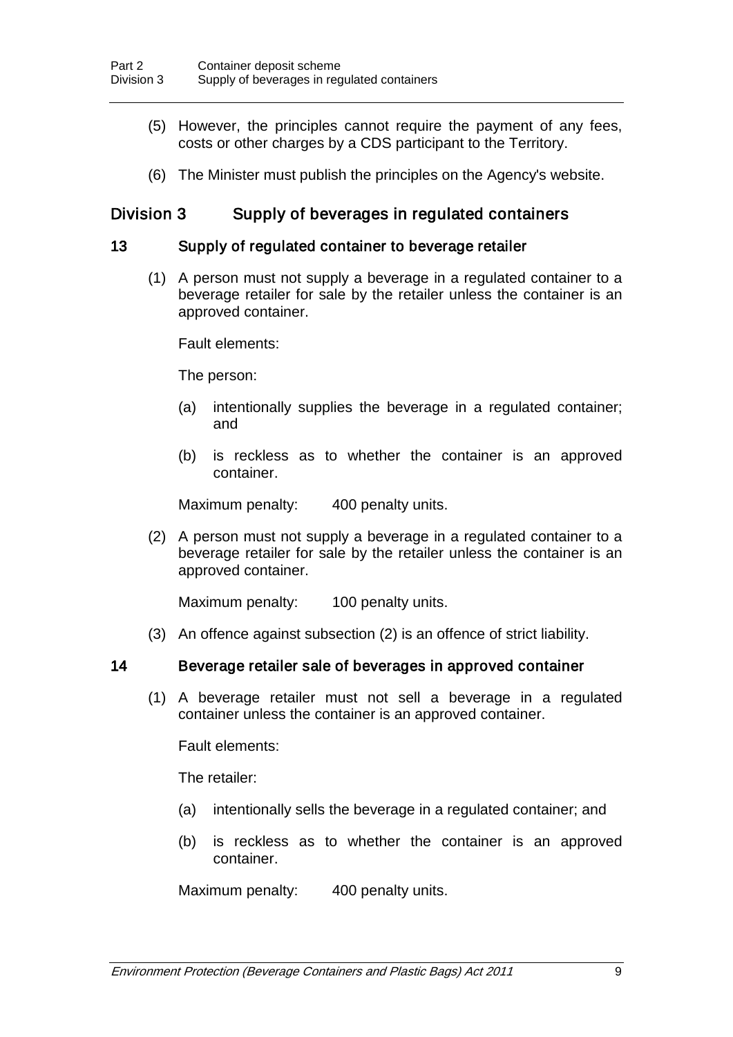(5) However, the principles cannot require the payment of any fees, costs or other charges by a CDS participant to the Territory.

(6) The Minister must publish the principles on the Agency's website.

## Division 3 Supply of beverages in regulated containers

### 13 Supply of regulated container to beverage retailer

(1) A person must not supply a beverage in a regulated container to a beverage retailer for sale by the retailer unless the container is an approved container.

Fault elements:

The person:

- (a) intentionally supplies the beverage in a regulated container; and
- (b) is reckless as to whether the container is an approved container.

Maximum penalty: 400 penalty units.

(2) A person must not supply a beverage in a regulated container to a beverage retailer for sale by the retailer unless the container is an approved container.

Maximum penalty: 100 penalty units.

(3) An offence against subsection (2) is an offence of strict liability.

### 14 Beverage retailer sale of beverages in approved container

(1) A beverage retailer must not sell a beverage in a regulated container unless the container is an approved container.

Fault elements:

The retailer:

- (a) intentionally sells the beverage in a regulated container; and
- (b) is reckless as to whether the container is an approved container.

Maximum penalty: 400 penalty units.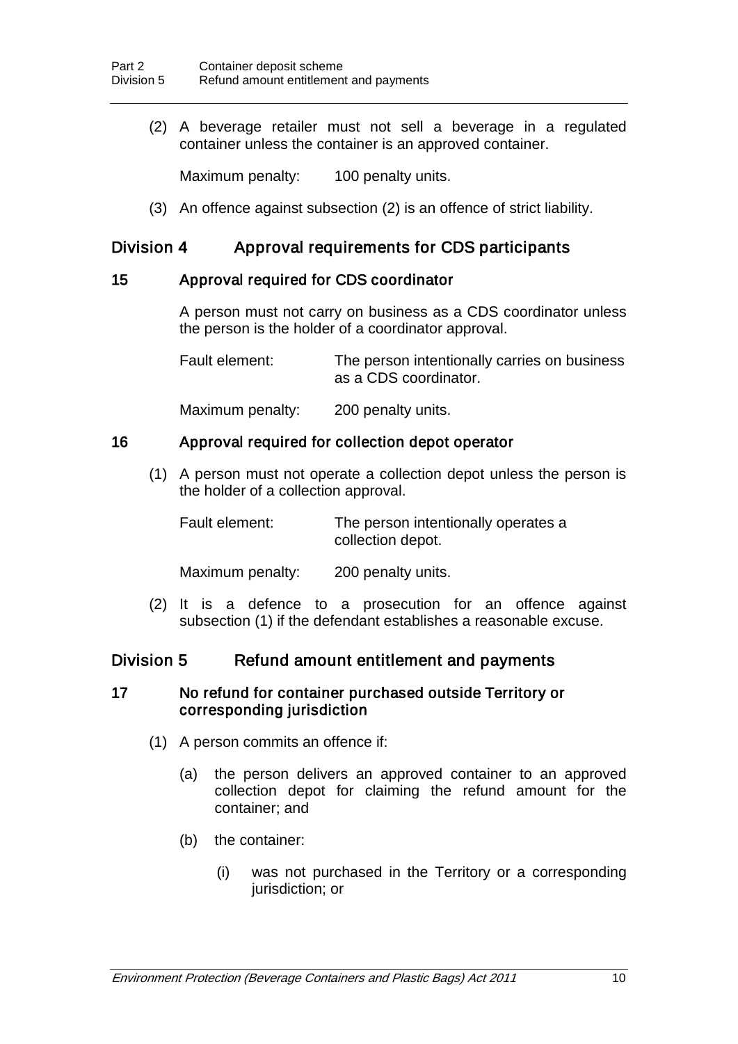(2) A beverage retailer must not sell a beverage in a regulated container unless the container is an approved container.

Maximum penalty: 100 penalty units.

(3) An offence against subsection (2) is an offence of strict liability.

## Division 4 Approval requirements for CDS participants

### 15 Approval required for CDS coordinator

A person must not carry on business as a CDS coordinator unless the person is the holder of a coordinator approval.

Fault element: The person intentionally carries on business as a CDS coordinator.

Maximum penalty: 200 penalty units.

### 16 Approval required for collection depot operator

(1) A person must not operate a collection depot unless the person is the holder of a collection approval.

Fault element: The person intentionally operates a collection depot.

Maximum penalty: 200 penalty units.

(2) It is a defence to a prosecution for an offence against subsection (1) if the defendant establishes a reasonable excuse.

## Division 5 Refund amount entitlement and payments

### 17 No refund for container purchased outside Territory or corresponding jurisdiction

(1) A person commits an offence if:

(a) the person delivers an approved container to an approved collection depot for claiming the refund amount for the container; and

(b) the container:

(i) was not purchased in the Territory or a corresponding jurisdiction; or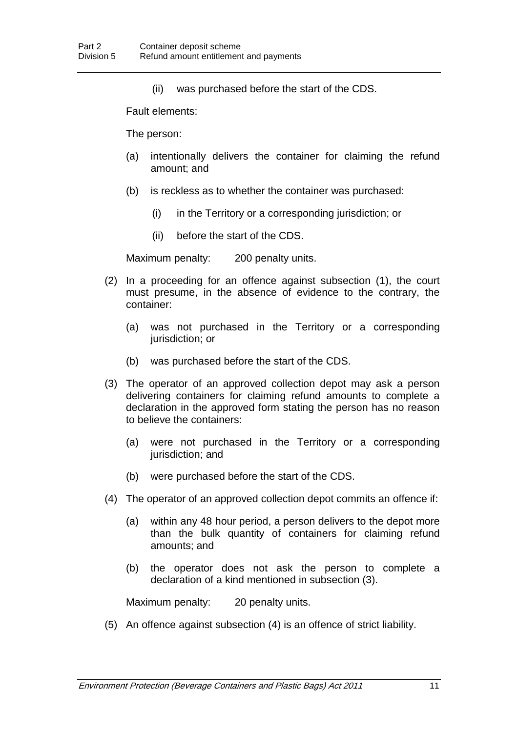(ii) was purchased before the start of the CDS.

Fault elements:

The person:

(a) intentionally delivers the container for claiming the refund amount; and

(b) is reckless as to whether the container was purchased:

(i) in the Territory or a corresponding jurisdiction; or

(ii) before the start of the CDS.

Maximum penalty: 200 penalty units.

(2) In a proceeding for an offence against subsection (1), the court must presume, in the absence of evidence to the contrary, the container:

(a) was not purchased in the Territory or a corresponding jurisdiction; or

(b) was purchased before the start of the CDS.

(3) The operator of an approved collection depot may ask a person delivering containers for claiming refund amounts to complete a declaration in the approved form stating the person has no reason to believe the containers:

(a) were not purchased in the Territory or a corresponding jurisdiction; and

(b) were purchased before the start of the CDS.

(4) The operator of an approved collection depot commits an offence if:

(a) within any 48 hour period, a person delivers to the depot more than the bulk quantity of containers for claiming refund amounts; and

(b) the operator does not ask the person to complete a declaration of a kind mentioned in subsection (3).

Maximum penalty: 20 penalty units.

(5) An offence against subsection (4) is an offence of strict liability.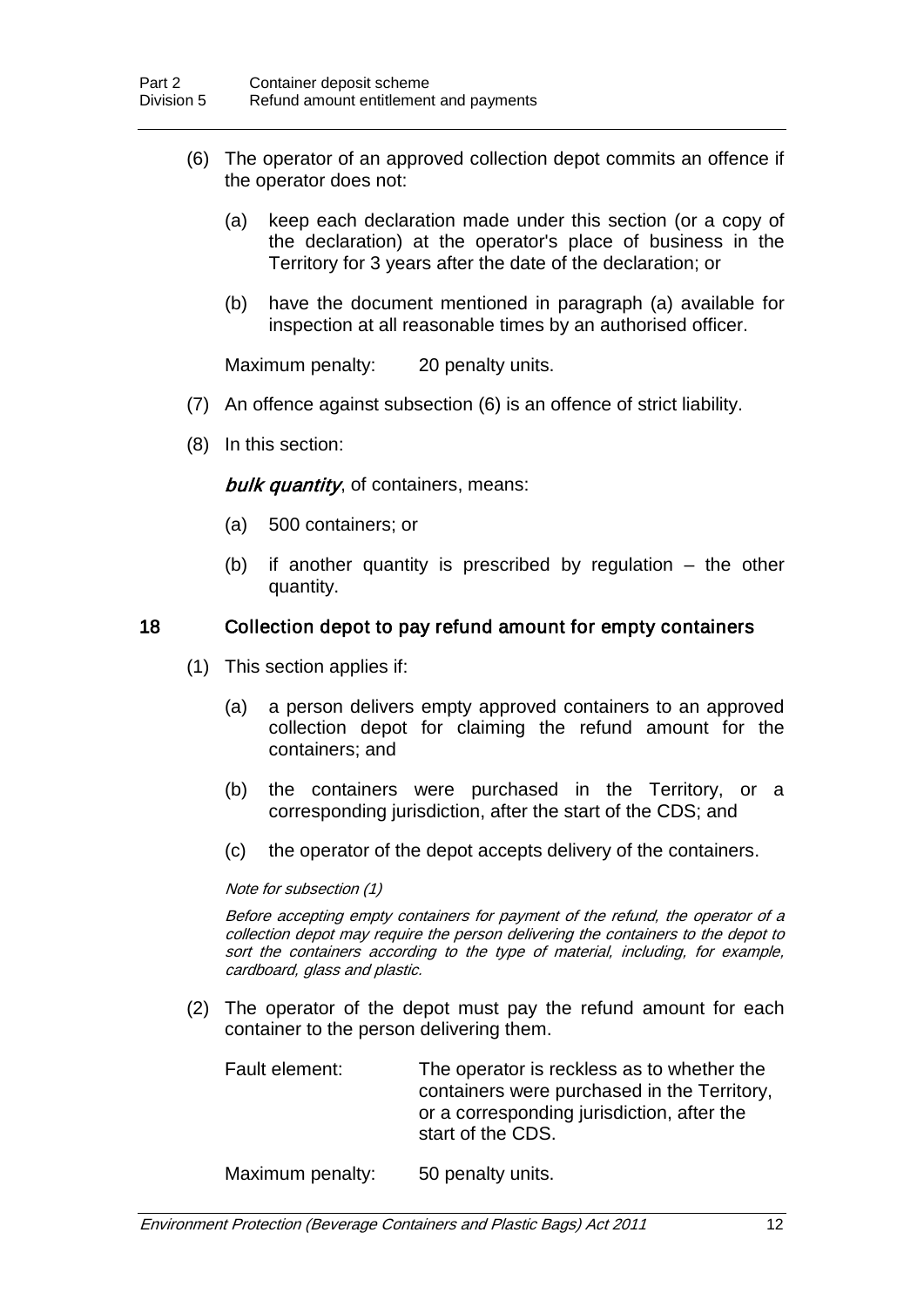(6) The operator of an approved collection depot commits an offence if the operator does not:

(a) keep each declaration made under this section (or a copy of the declaration) at the operator's place of business in the Territory for 3 years after the date of the declaration; or

(b) have the document mentioned in paragraph (a) available for inspection at all reasonable times by an authorised officer.

Maximum penalty: 20 penalty units.

(7) An offence against subsection (6) is an offence of strict liability.

(8) In this section:

***bulk quantity***, of containers, means:

(a) 500 containers; or

(b) if another quantity is prescribed by regulation – the other quantity.

### 18 Collection depot to pay refund amount for empty containers

(1) This section applies if:

(a) a person delivers empty approved containers to an approved collection depot for claiming the refund amount for the containers; and

(b) the containers were purchased in the Territory, or a corresponding jurisdiction, after the start of the CDS; and

(c) the operator of the depot accepts delivery of the containers.

*Note for subsection (1)*

*Before accepting empty containers for payment of the refund, the operator of a collection depot may require the person delivering the containers to the depot to sort the containers according to the type of material, including, for example, cardboard, glass and plastic.*

(2) The operator of the depot must pay the refund amount for each container to the person delivering them.

Fault element: The operator is reckless as to whether the containers were purchased in the Territory, or a corresponding jurisdiction, after the start of the CDS.

Maximum penalty: 50 penalty units.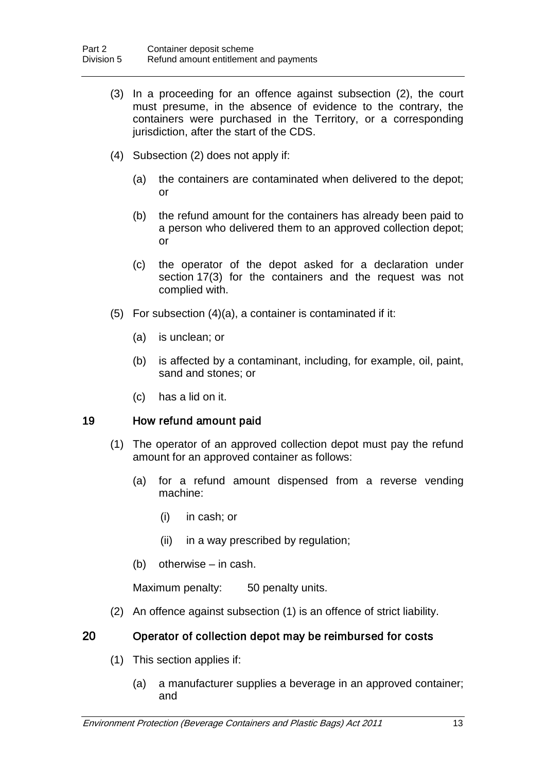(3) In a proceeding for an offence against subsection (2), the court must presume, in the absence of evidence to the contrary, the containers were purchased in the Territory, or a corresponding jurisdiction, after the start of the CDS.

(4) Subsection (2) does not apply if:

(a) the containers are contaminated when delivered to the depot; or

(b) the refund amount for the containers has already been paid to a person who delivered them to an approved collection depot; or

(c) the operator of the depot asked for a declaration under section 17(3) for the containers and the request was not complied with.

(5) For subsection (4)(a), a container is contaminated if it:

(a) is unclean; or

(b) is affected by a contaminant, including, for example, oil, paint, sand and stones; or

(c) has a lid on it.

### 19 How refund amount paid

(1) The operator of an approved collection depot must pay the refund amount for an approved container as follows:

(a) for a refund amount dispensed from a reverse vending machine:

(i) in cash; or

(ii) in a way prescribed by regulation;

(b) otherwise – in cash.

Maximum penalty: 50 penalty units.

(2) An offence against subsection (1) is an offence of strict liability.

### 20 Operator of collection depot may be reimbursed for costs

(1) This section applies if:

(a) a manufacturer supplies a beverage in an approved container; and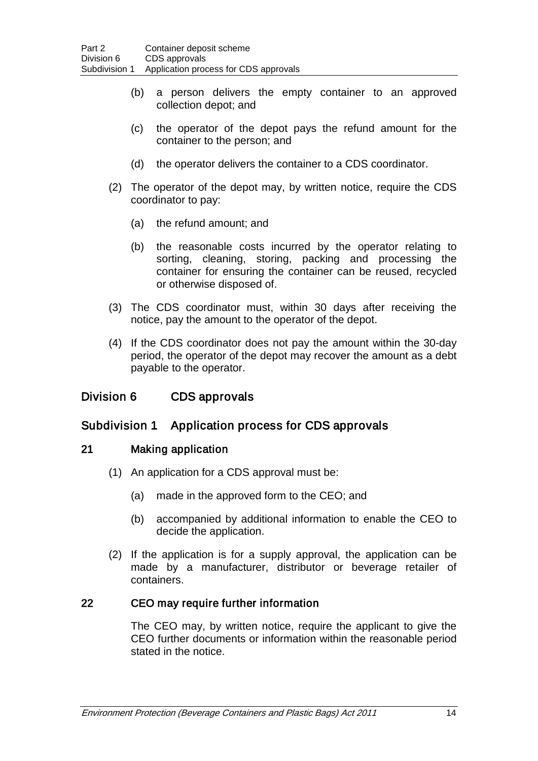(b) a person delivers the empty container to an approved collection depot; and

(c) the operator of the depot pays the refund amount for the container to the person; and

(d) the operator delivers the container to a CDS coordinator.

(2) The operator of the depot may, by written notice, require the CDS coordinator to pay:

(a) the refund amount; and

(b) the reasonable costs incurred by the operator relating to sorting, cleaning, storing, packing and processing the container for ensuring the container can be reused, recycled or otherwise disposed of.

(3) The CDS coordinator must, within 30 days after receiving the notice, pay the amount to the operator of the depot.

(4) If the CDS coordinator does not pay the amount within the 30-day period, the operator of the depot may recover the amount as a debt payable to the operator.

## Division 6 CDS approvals

### Subdivision 1 Application process for CDS approvals

#### 21 Making application

(1) An application for a CDS approval must be:

(a) made in the approved form to the CEO; and

(b) accompanied by additional information to enable the CEO to decide the application.

(2) If the application is for a supply approval, the application can be made by a manufacturer, distributor or beverage retailer of containers.

#### 22 CEO may require further information

The CEO may, by written notice, require the applicant to give the CEO further documents or information within the reasonable period stated in the notice.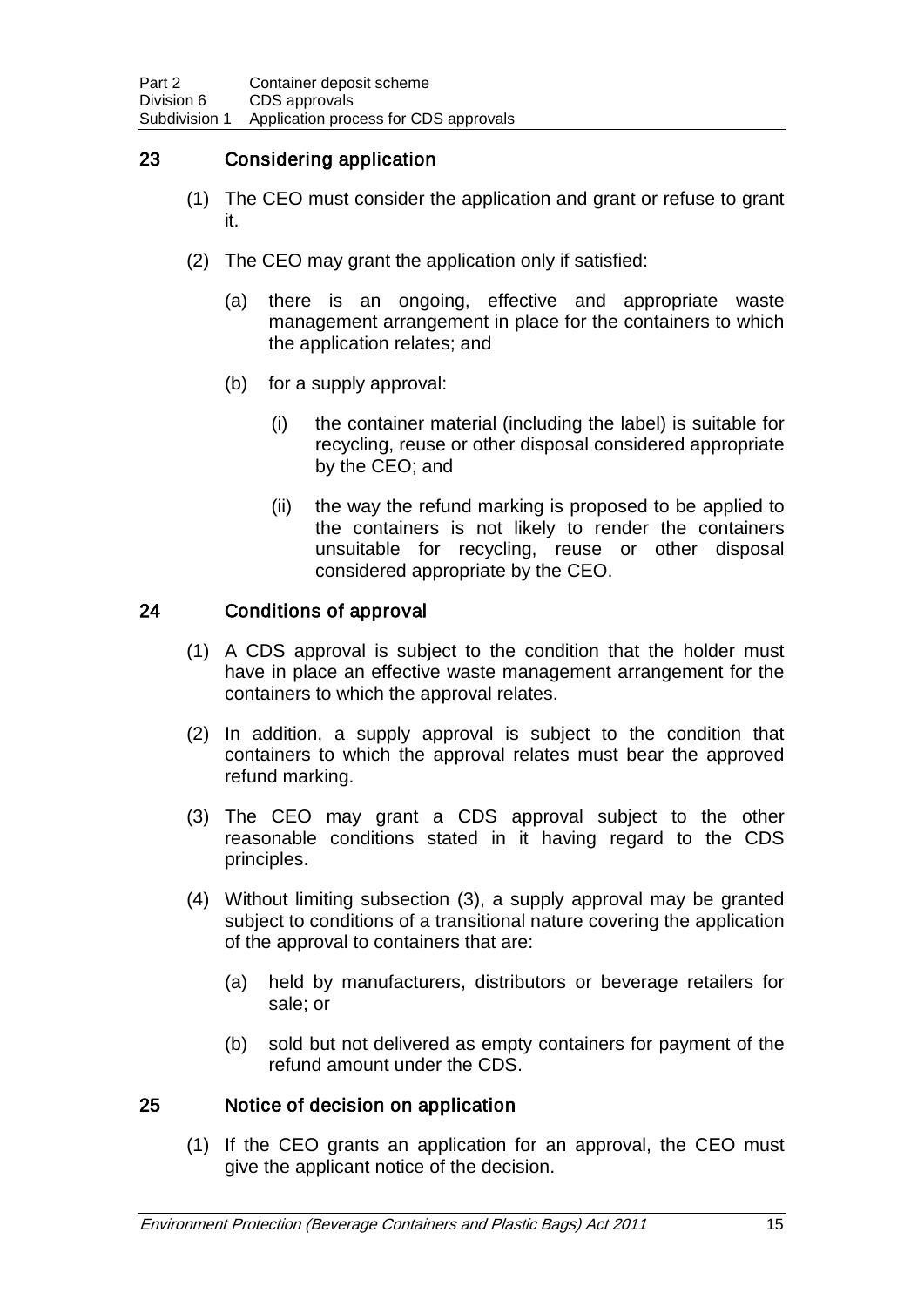## 23 Considering application

(1) The CEO must consider the application and grant or refuse to grant it.

(2) The CEO may grant the application only if satisfied:

(a) there is an ongoing, effective and appropriate waste management arrangement in place for the containers to which the application relates; and

(b) for a supply approval:

(i) the container material (including the label) is suitable for recycling, reuse or other disposal considered appropriate by the CEO; and

(ii) the way the refund marking is proposed to be applied to the containers is not likely to render the containers unsuitable for recycling, reuse or other disposal considered appropriate by the CEO.

## 24 Conditions of approval

(1) A CDS approval is subject to the condition that the holder must have in place an effective waste management arrangement for the containers to which the approval relates.

(2) In addition, a supply approval is subject to the condition that containers to which the approval relates must bear the approved refund marking.

(3) The CEO may grant a CDS approval subject to the other reasonable conditions stated in it having regard to the CDS principles.

(4) Without limiting subsection (3), a supply approval may be granted subject to conditions of a transitional nature covering the application of the approval to containers that are:

(a) held by manufacturers, distributors or beverage retailers for sale; or

(b) sold but not delivered as empty containers for payment of the refund amount under the CDS.

## 25 Notice of decision on application

(1) If the CEO grants an application for an approval, the CEO must give the applicant notice of the decision.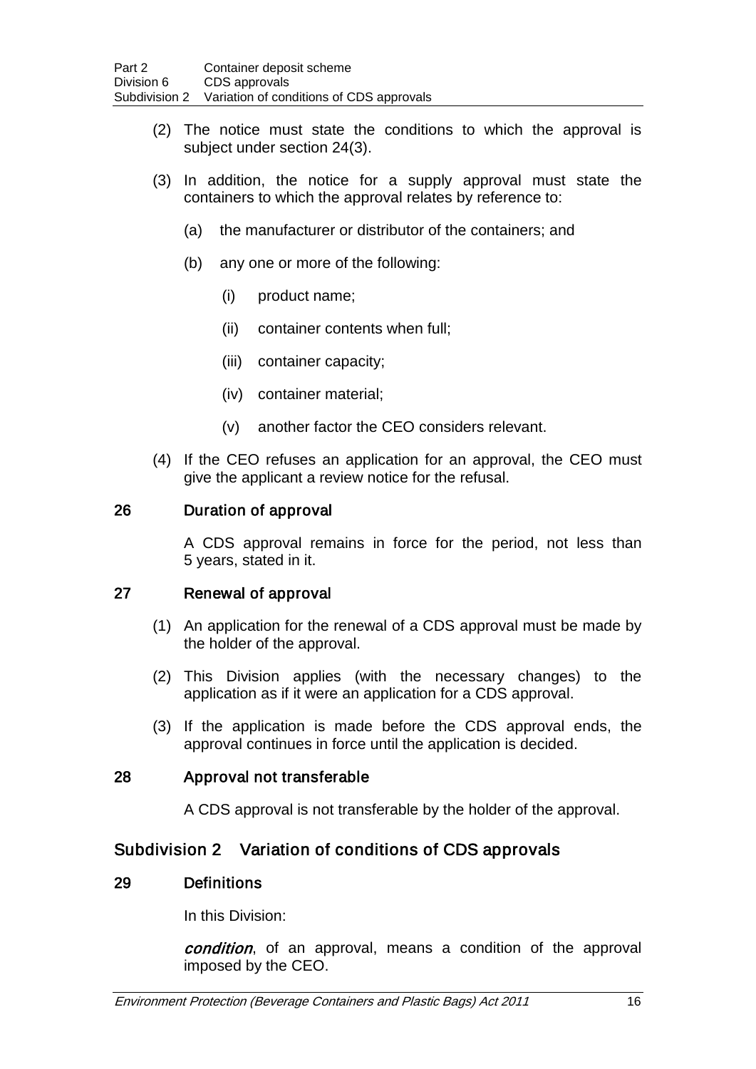(2) The notice must state the conditions to which the approval is subject under section 24(3).

(3) In addition, the notice for a supply approval must state the containers to which the approval relates by reference to:

(a) the manufacturer or distributor of the containers; and

(b) any one or more of the following:

(i) product name;

(ii) container contents when full;

(iii) container capacity;

(iv) container material;

(v) another factor the CEO considers relevant.

(4) If the CEO refuses an application for an approval, the CEO must give the applicant a review notice for the refusal.

### 26 Duration of approval

A CDS approval remains in force for the period, not less than 5 years, stated in it.

### 27 Renewal of approval

(1) An application for the renewal of a CDS approval must be made by the holder of the approval.

(2) This Division applies (with the necessary changes) to the application as if it were an application for a CDS approval.

(3) If the application is made before the CDS approval ends, the approval continues in force until the application is decided.

### 28 Approval not transferable

A CDS approval is not transferable by the holder of the approval.

## Subdivision 2 Variation of conditions of CDS approvals

### 29 Definitions

In this Division:

***condition***, of an approval, means a condition of the approval imposed by the CEO.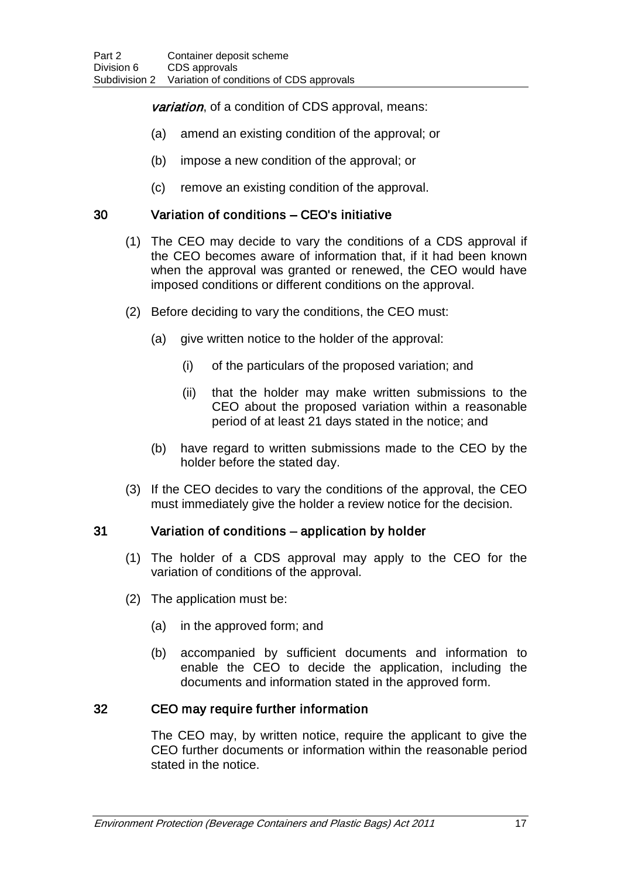***variation***, of a condition of CDS approval, means:

(a) amend an existing condition of the approval; or

(b) impose a new condition of the approval; or

(c) remove an existing condition of the approval.

### 30 Variation of conditions – CEO's initiative

(1) The CEO may decide to vary the conditions of a CDS approval if the CEO becomes aware of information that, if it had been known when the approval was granted or renewed, the CEO would have imposed conditions or different conditions on the approval.

(2) Before deciding to vary the conditions, the CEO must:

(a) give written notice to the holder of the approval:

(i) of the particulars of the proposed variation; and

(ii) that the holder may make written submissions to the CEO about the proposed variation within a reasonable period of at least 21 days stated in the notice; and

(b) have regard to written submissions made to the CEO by the holder before the stated day.

(3) If the CEO decides to vary the conditions of the approval, the CEO must immediately give the holder a review notice for the decision.

### 31 Variation of conditions – application by holder

(1) The holder of a CDS approval may apply to the CEO for the variation of conditions of the approval.

(2) The application must be:

(a) in the approved form; and

(b) accompanied by sufficient documents and information to enable the CEO to decide the application, including the documents and information stated in the approved form.

### 32 CEO may require further information

The CEO may, by written notice, require the applicant to give the CEO further documents or information within the reasonable period stated in the notice.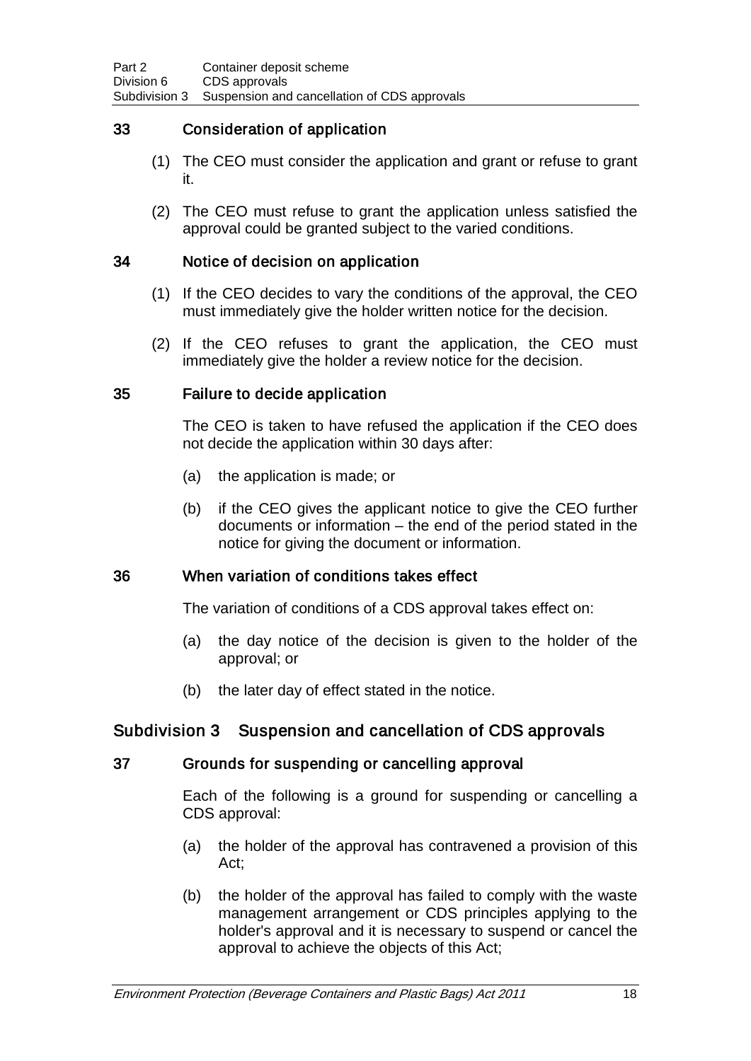### 33 Consideration of application

(1) The CEO must consider the application and grant or refuse to grant it.

(2) The CEO must refuse to grant the application unless satisfied the approval could be granted subject to the varied conditions.

### 34 Notice of decision on application

(1) If the CEO decides to vary the conditions of the approval, the CEO must immediately give the holder written notice for the decision.

(2) If the CEO refuses to grant the application, the CEO must immediately give the holder a review notice for the decision.

### 35 Failure to decide application

The CEO is taken to have refused the application if the CEO does not decide the application within 30 days after:

(a) the application is made; or

(b) if the CEO gives the applicant notice to give the CEO further documents or information – the end of the period stated in the notice for giving the document or information.

### 36 When variation of conditions takes effect

The variation of conditions of a CDS approval takes effect on:

(a) the day notice of the decision is given to the holder of the approval; or

(b) the later day of effect stated in the notice.

## Subdivision 3 Suspension and cancellation of CDS approvals

### 37 Grounds for suspending or cancelling approval

Each of the following is a ground for suspending or cancelling a CDS approval:

(a) the holder of the approval has contravened a provision of this Act;

(b) the holder of the approval has failed to comply with the waste management arrangement or CDS principles applying to the holder's approval and it is necessary to suspend or cancel the approval to achieve the objects of this Act;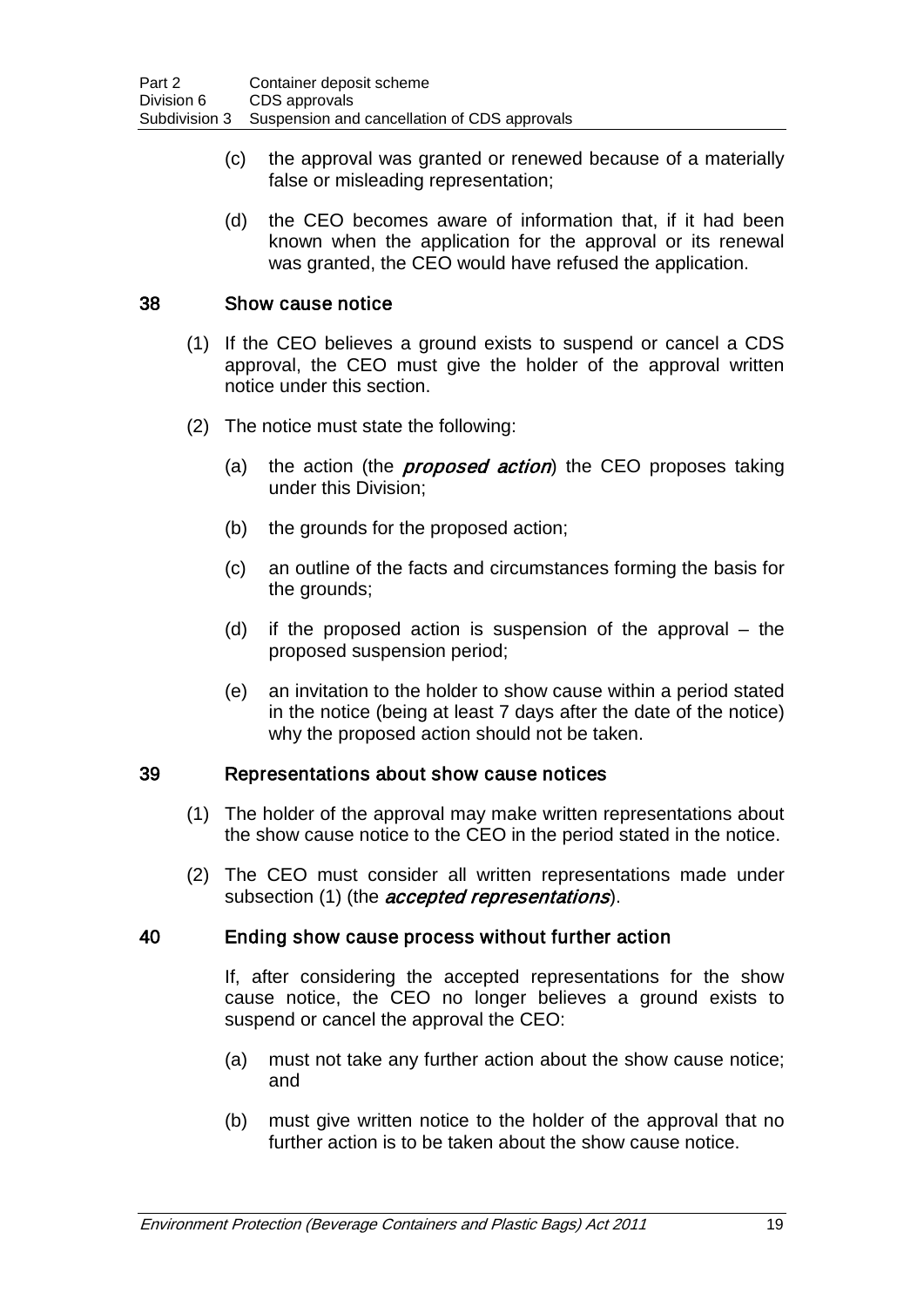(c) the approval was granted or renewed because of a materially false or misleading representation;

(d) the CEO becomes aware of information that, if it had been known when the application for the approval or its renewal was granted, the CEO would have refused the application.

### 38 Show cause notice

(1) If the CEO believes a ground exists to suspend or cancel a CDS approval, the CEO must give the holder of the approval written notice under this section.

(2) The notice must state the following:

(a) the action (the ***proposed action***) the CEO proposes taking under this Division;

(b) the grounds for the proposed action;

(c) an outline of the facts and circumstances forming the basis for the grounds;

(d) if the proposed action is suspension of the approval – the proposed suspension period;

(e) an invitation to the holder to show cause within a period stated in the notice (being at least 7 days after the date of the notice) why the proposed action should not be taken.

### 39 Representations about show cause notices

(1) The holder of the approval may make written representations about the show cause notice to the CEO in the period stated in the notice.

(2) The CEO must consider all written representations made under subsection (1) (the ***accepted representations***).

### 40 Ending show cause process without further action

If, after considering the accepted representations for the show cause notice, the CEO no longer believes a ground exists to suspend or cancel the approval the CEO:

(a) must not take any further action about the show cause notice; and

(b) must give written notice to the holder of the approval that no further action is to be taken about the show cause notice.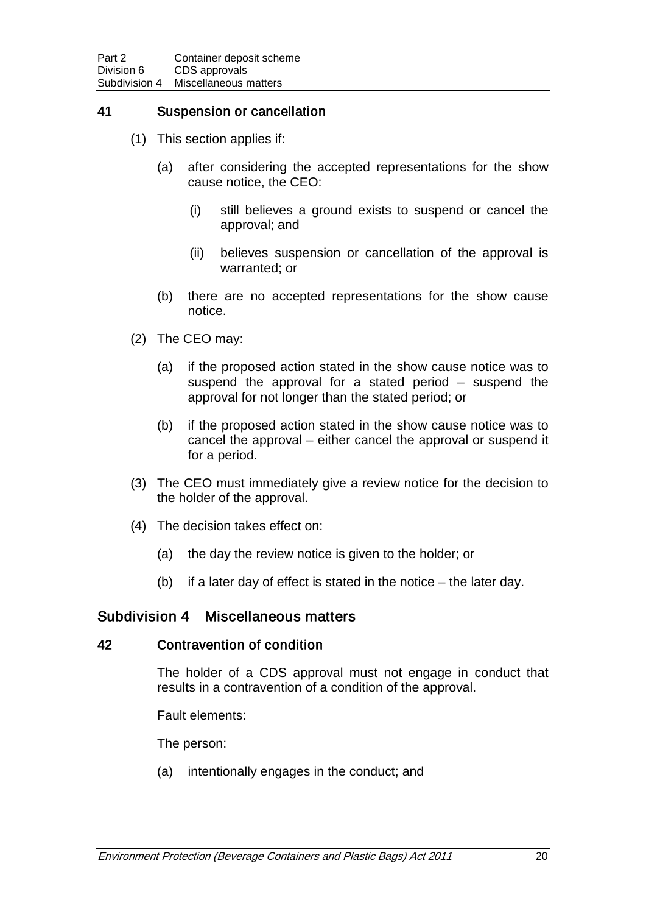### 41 Suspension or cancellation

(1) This section applies if:

(a) after considering the accepted representations for the show cause notice, the CEO:

(i) still believes a ground exists to suspend or cancel the approval; and

(ii) believes suspension or cancellation of the approval is warranted; or

(b) there are no accepted representations for the show cause notice.

(2) The CEO may:

(a) if the proposed action stated in the show cause notice was to suspend the approval for a stated period – suspend the approval for not longer than the stated period; or

(b) if the proposed action stated in the show cause notice was to cancel the approval – either cancel the approval or suspend it for a period.

(3) The CEO must immediately give a review notice for the decision to the holder of the approval.

(4) The decision takes effect on:

(a) the day the review notice is given to the holder; or

(b) if a later day of effect is stated in the notice – the later day.

## Subdivision 4 Miscellaneous matters

### 42 Contravention of condition

The holder of a CDS approval must not engage in conduct that results in a contravention of a condition of the approval.

Fault elements:

The person:

(a) intentionally engages in the conduct; and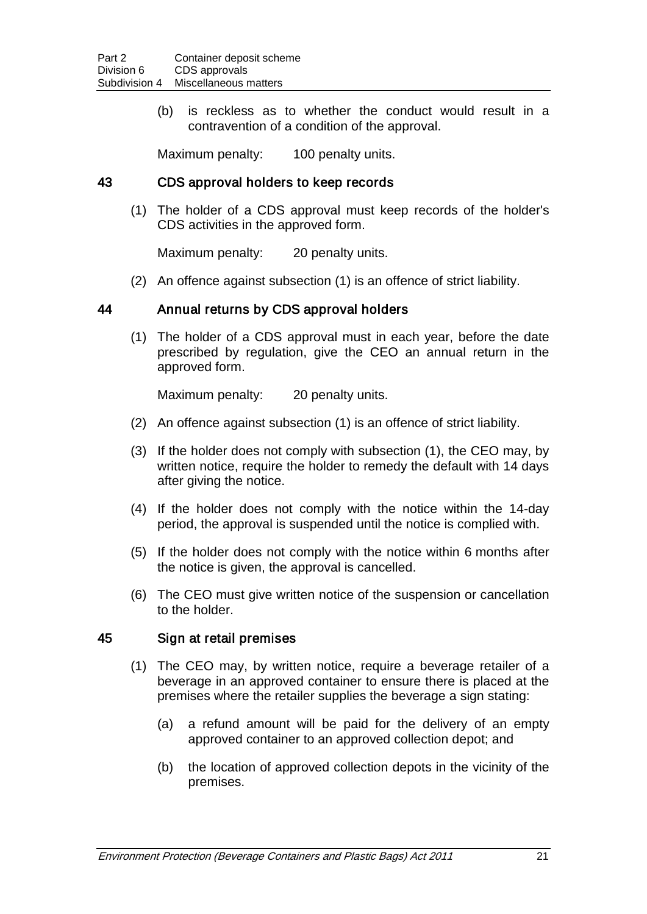(b) is reckless as to whether the conduct would result in a contravention of a condition of the approval.

Maximum penalty: 100 penalty units.

### 43 CDS approval holders to keep records

(1) The holder of a CDS approval must keep records of the holder's CDS activities in the approved form.

Maximum penalty: 20 penalty units.

(2) An offence against subsection (1) is an offence of strict liability.

### 44 Annual returns by CDS approval holders

(1) The holder of a CDS approval must in each year, before the date prescribed by regulation, give the CEO an annual return in the approved form.

Maximum penalty: 20 penalty units.

(2) An offence against subsection (1) is an offence of strict liability.

(3) If the holder does not comply with subsection (1), the CEO may, by written notice, require the holder to remedy the default with 14 days after giving the notice.

(4) If the holder does not comply with the notice within the 14-day period, the approval is suspended until the notice is complied with.

(5) If the holder does not comply with the notice within 6 months after the notice is given, the approval is cancelled.

(6) The CEO must give written notice of the suspension or cancellation to the holder.

### 45 Sign at retail premises

(1) The CEO may, by written notice, require a beverage retailer of a beverage in an approved container to ensure there is placed at the premises where the retailer supplies the beverage a sign stating:

(a) a refund amount will be paid for the delivery of an empty approved container to an approved collection depot; and

(b) the location of approved collection depots in the vicinity of the premises.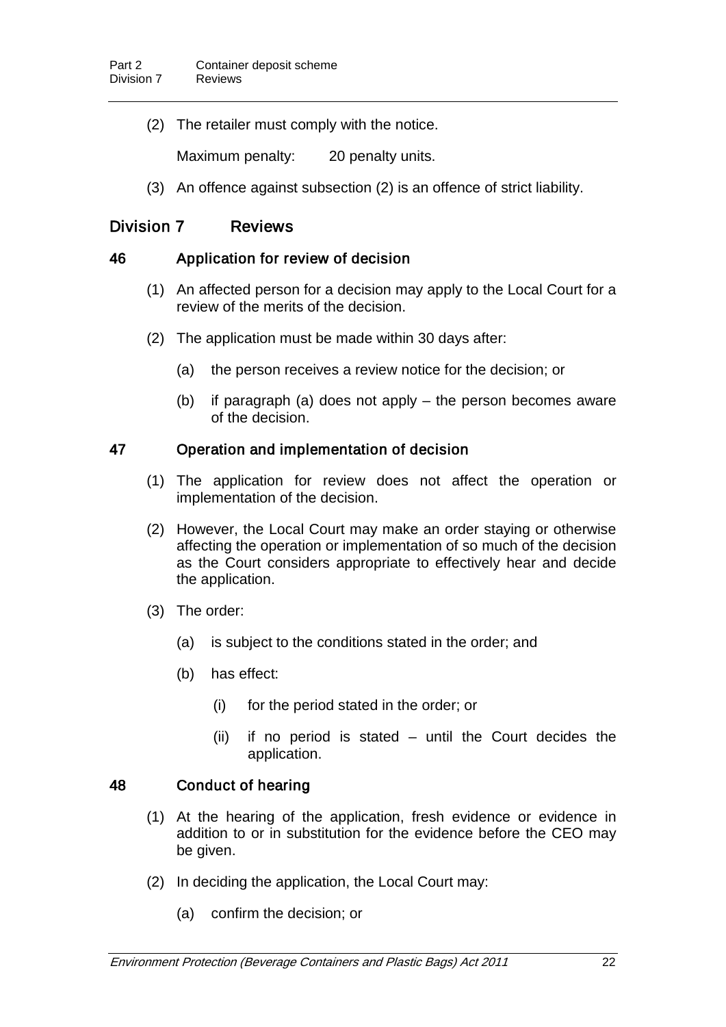(2) The retailer must comply with the notice.

Maximum penalty: 20 penalty units.

(3) An offence against subsection (2) is an offence of strict liability.

## Division 7 Reviews

### 46 Application for review of decision

(1) An affected person for a decision may apply to the Local Court for a review of the merits of the decision.

(2) The application must be made within 30 days after:

(a) the person receives a review notice for the decision; or

(b) if paragraph (a) does not apply – the person becomes aware of the decision.

### 47 Operation and implementation of decision

(1) The application for review does not affect the operation or implementation of the decision.

(2) However, the Local Court may make an order staying or otherwise affecting the operation or implementation of so much of the decision as the Court considers appropriate to effectively hear and decide the application.

(3) The order:

(a) is subject to the conditions stated in the order; and

(b) has effect:

(i) for the period stated in the order; or

(ii) if no period is stated – until the Court decides the application.

### 48 Conduct of hearing

(1) At the hearing of the application, fresh evidence or evidence in addition to or in substitution for the evidence before the CEO may be given.

(2) In deciding the application, the Local Court may:

(a) confirm the decision; or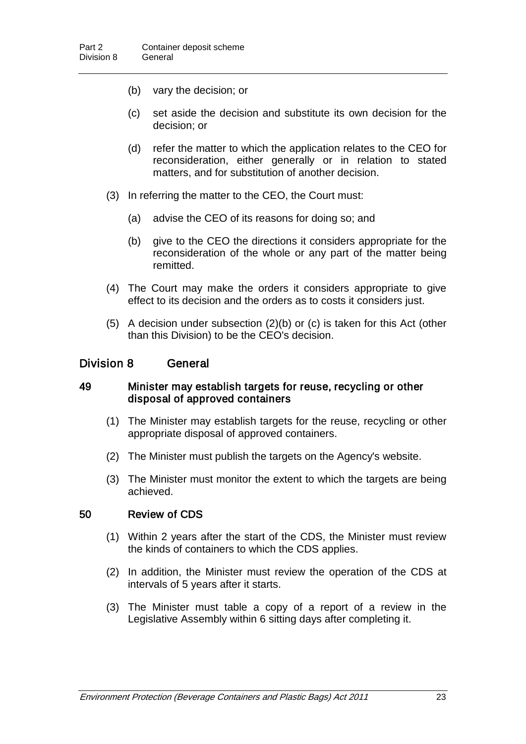(b) vary the decision; or

(c) set aside the decision and substitute its own decision for the decision; or

(d) refer the matter to which the application relates to the CEO for reconsideration, either generally or in relation to stated matters, and for substitution of another decision.

(3) In referring the matter to the CEO, the Court must:

(a) advise the CEO of its reasons for doing so; and

(b) give to the CEO the directions it considers appropriate for the reconsideration of the whole or any part of the matter being remitted.

(4) The Court may make the orders it considers appropriate to give effect to its decision and the orders as to costs it considers just.

(5) A decision under subsection (2)(b) or (c) is taken for this Act (other than this Division) to be the CEO's decision.

## Division 8 General

### 49 Minister may establish targets for reuse, recycling or other disposal of approved containers

(1) The Minister may establish targets for the reuse, recycling or other appropriate disposal of approved containers.

(2) The Minister must publish the targets on the Agency's website.

(3) The Minister must monitor the extent to which the targets are being achieved.

### 50 Review of CDS

(1) Within 2 years after the start of the CDS, the Minister must review the kinds of containers to which the CDS applies.

(2) In addition, the Minister must review the operation of the CDS at intervals of 5 years after it starts.

(3) The Minister must table a copy of a report of a review in the Legislative Assembly within 6 sitting days after completing it.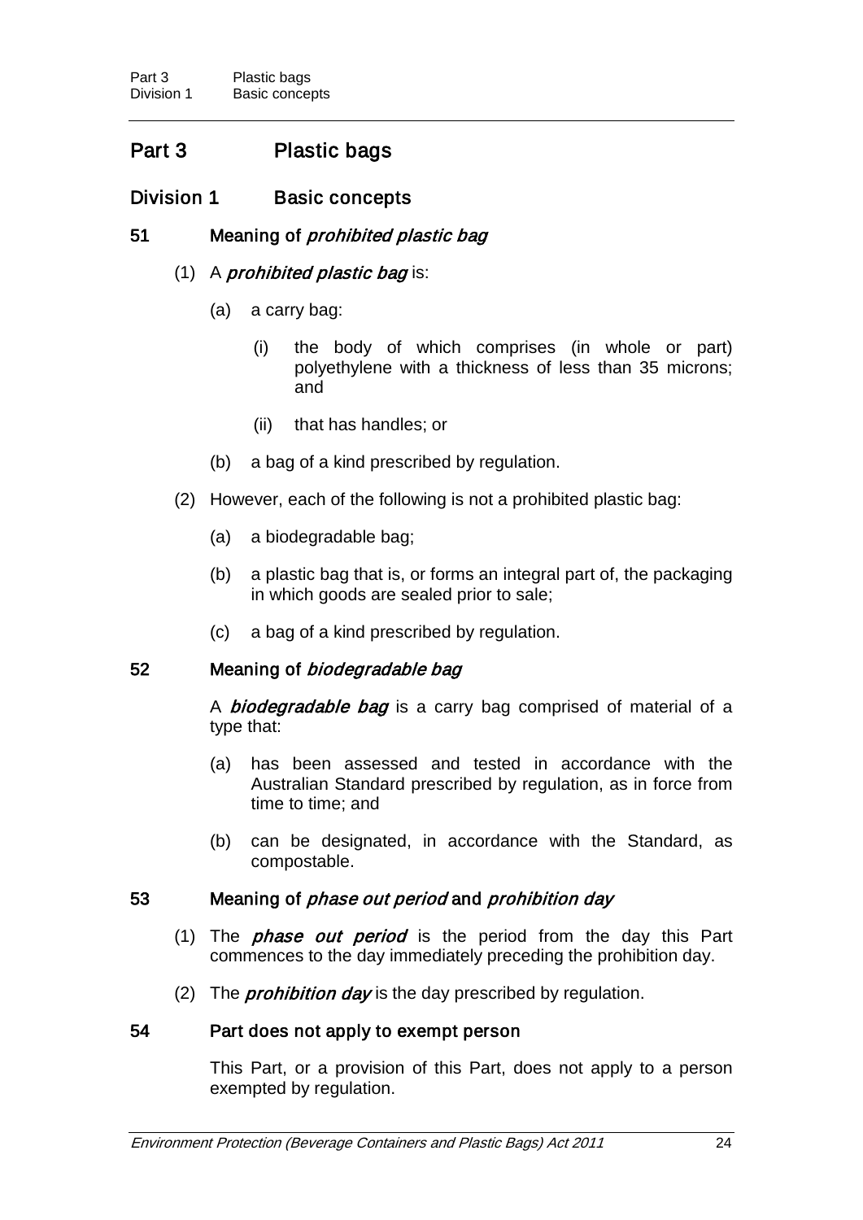# Part 3 Plastic bags

## Division 1 Basic concepts

### 51 Meaning of *prohibited plastic bag*

(1) A ***prohibited plastic bag*** is:

(a) a carry bag:

(i) the body of which comprises (in whole or part) polyethylene with a thickness of less than 35 microns; and

(ii) that has handles; or

(b) a bag of a kind prescribed by regulation.

(2) However, each of the following is not a prohibited plastic bag:

(a) a biodegradable bag;

(b) a plastic bag that is, or forms an integral part of, the packaging in which goods are sealed prior to sale;

(c) a bag of a kind prescribed by regulation.

### 52 Meaning of *biodegradable bag*

A ***biodegradable bag*** is a carry bag comprised of material of a type that:

(a) has been assessed and tested in accordance with the Australian Standard prescribed by regulation, as in force from time to time; and

(b) can be designated, in accordance with the Standard, as compostable.

### 53 Meaning of *phase out period* and *prohibition day*

(1) The ***phase out period*** is the period from the day this Part commences to the day immediately preceding the prohibition day.

(2) The ***prohibition day*** is the day prescribed by regulation.

### 54 Part does not apply to exempt person

This Part, or a provision of this Part, does not apply to a person exempted by regulation.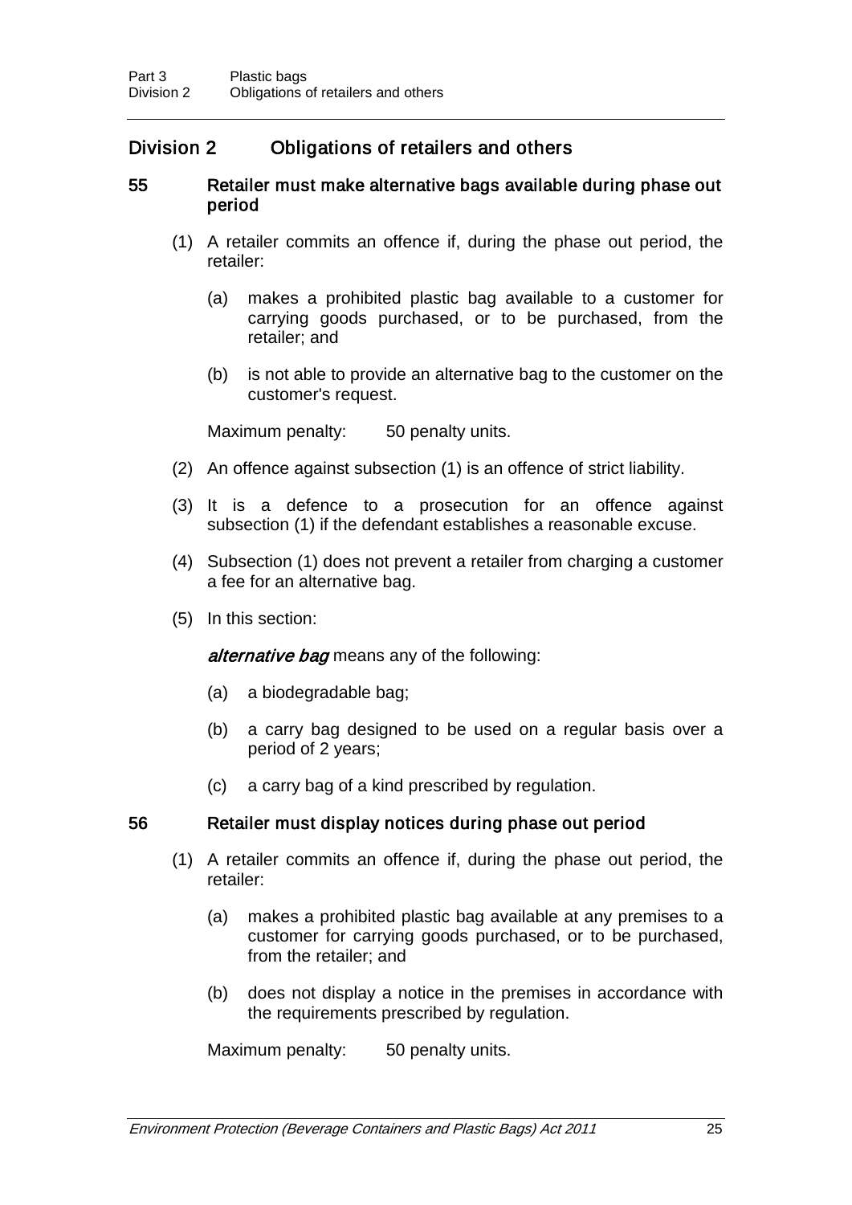## Division 2 Obligations of retailers and others

### 55 Retailer must make alternative bags available during phase out period

(1) A retailer commits an offence if, during the phase out period, the retailer:

(a) makes a prohibited plastic bag available to a customer for carrying goods purchased, or to be purchased, from the retailer; and

(b) is not able to provide an alternative bag to the customer on the customer's request.

Maximum penalty: 50 penalty units.

(2) An offence against subsection (1) is an offence of strict liability.

(3) It is a defence to a prosecution for an offence against subsection (1) if the defendant establishes a reasonable excuse.

(4) Subsection (1) does not prevent a retailer from charging a customer a fee for an alternative bag.

(5) In this section:

***alternative bag*** means any of the following:

(a) a biodegradable bag;

(b) a carry bag designed to be used on a regular basis over a period of 2 years;

(c) a carry bag of a kind prescribed by regulation.

### 56 Retailer must display notices during phase out period

(1) A retailer commits an offence if, during the phase out period, the retailer:

(a) makes a prohibited plastic bag available at any premises to a customer for carrying goods purchased, or to be purchased, from the retailer; and

(b) does not display a notice in the premises in accordance with the requirements prescribed by regulation.

Maximum penalty: 50 penalty units.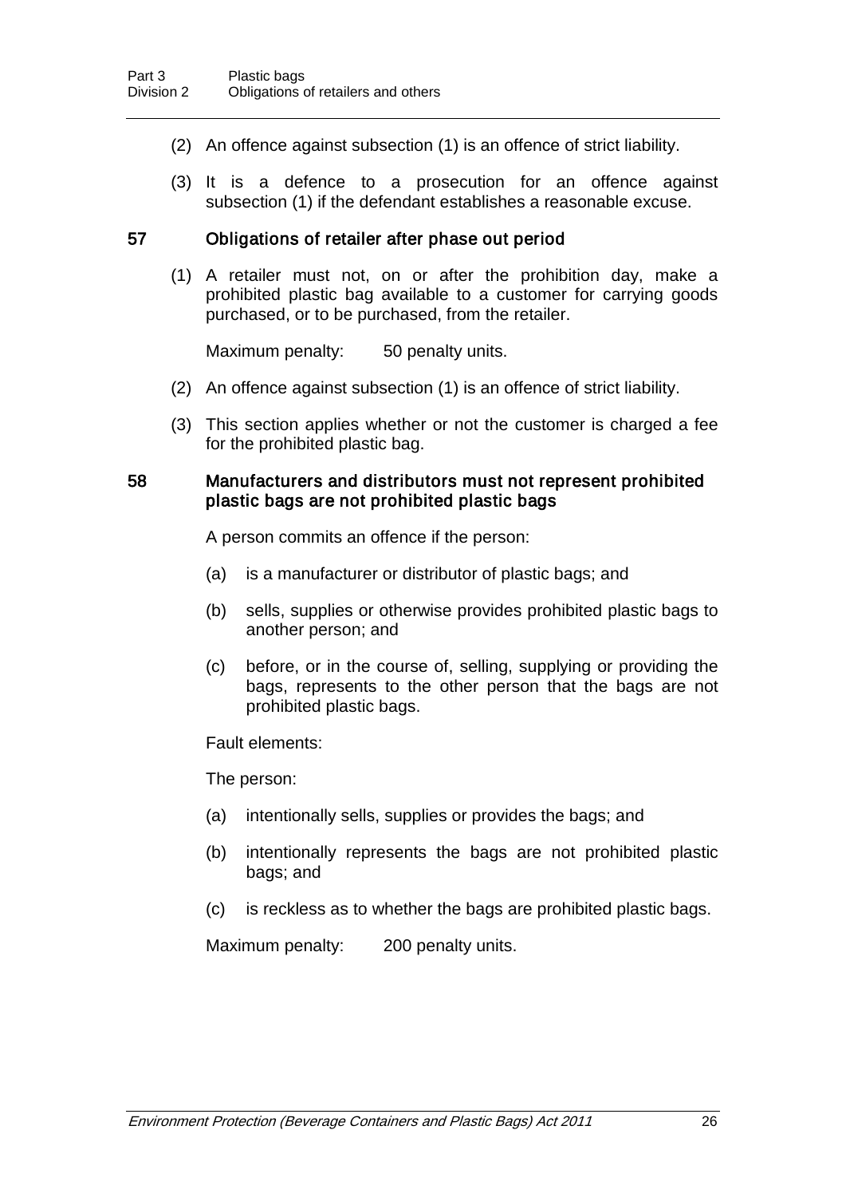(2) An offence against subsection (1) is an offence of strict liability.

(3) It is a defence to a prosecution for an offence against subsection (1) if the defendant establishes a reasonable excuse.

### 57 Obligations of retailer after phase out period

(1) A retailer must not, on or after the prohibition day, make a prohibited plastic bag available to a customer for carrying goods purchased, or to be purchased, from the retailer.

Maximum penalty: 50 penalty units.

(2) An offence against subsection (1) is an offence of strict liability.

(3) This section applies whether or not the customer is charged a fee for the prohibited plastic bag.

### 58 Manufacturers and distributors must not represent prohibited plastic bags are not prohibited plastic bags

A person commits an offence if the person:

(a) is a manufacturer or distributor of plastic bags; and

(b) sells, supplies or otherwise provides prohibited plastic bags to another person; and

(c) before, or in the course of, selling, supplying or providing the bags, represents to the other person that the bags are not prohibited plastic bags.

Fault elements:

The person:

(a) intentionally sells, supplies or provides the bags; and

(b) intentionally represents the bags are not prohibited plastic bags; and

(c) is reckless as to whether the bags are prohibited plastic bags.

Maximum penalty: 200 penalty units.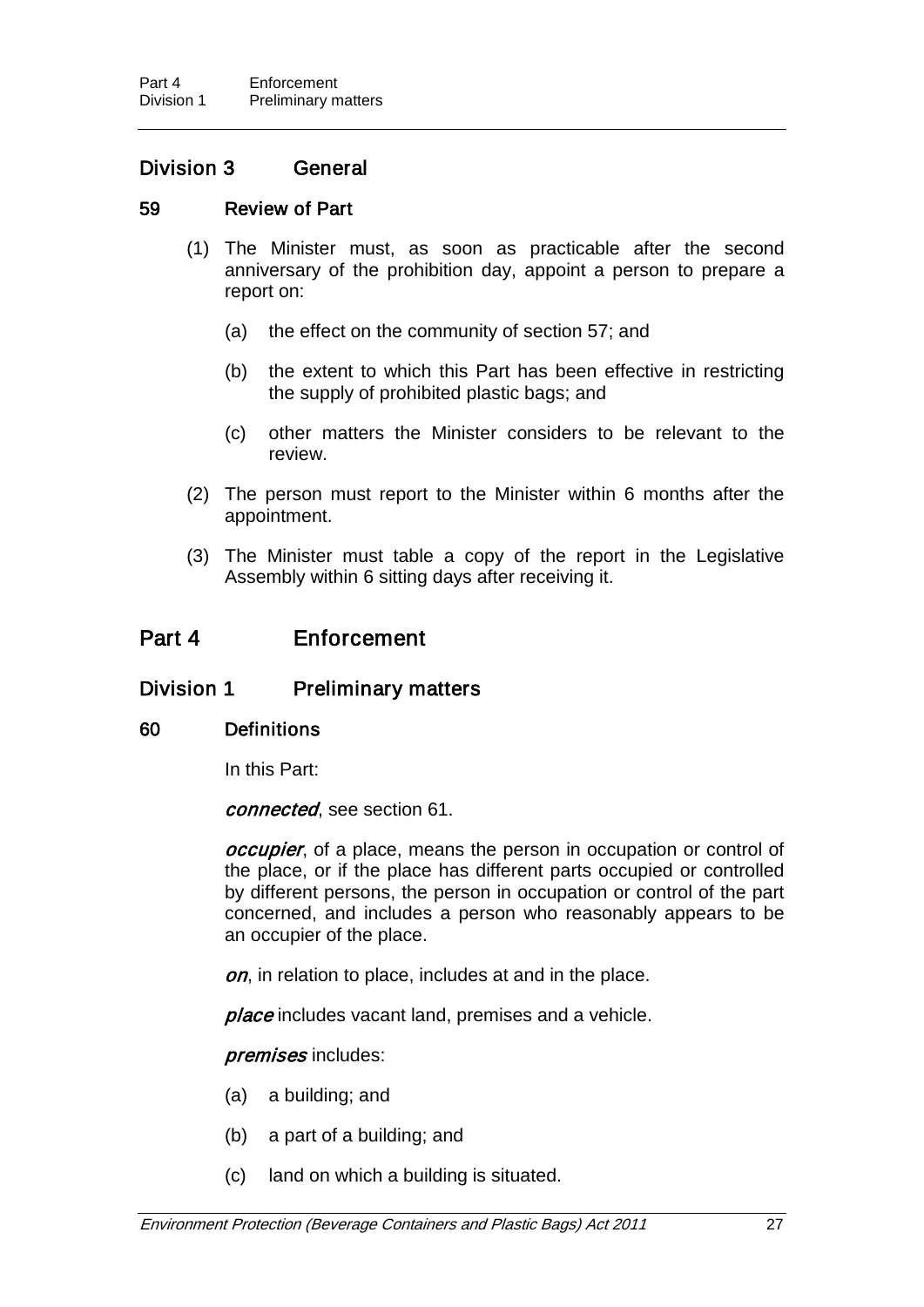## Division 3 General

### 59 Review of Part

(1) The Minister must, as soon as practicable after the second anniversary of the prohibition day, appoint a person to prepare a report on:

(a) the effect on the community of section 57; and

(b) the extent to which this Part has been effective in restricting the supply of prohibited plastic bags; and

(c) other matters the Minister considers to be relevant to the review.

(2) The person must report to the Minister within 6 months after the appointment.

(3) The Minister must table a copy of the report in the Legislative Assembly within 6 sitting days after receiving it.

# Part 4 Enforcement

## Division 1 Preliminary matters

### 60 Definitions

In this Part:

***connected***, see section 61.

***occupier***, of a place, means the person in occupation or control of the place, or if the place has different parts occupied or controlled by different persons, the person in occupation or control of the part concerned, and includes a person who reasonably appears to be an occupier of the place.

***on***, in relation to place, includes at and in the place.

***place*** includes vacant land, premises and a vehicle.

***premises*** includes:

(a) a building; and

(b) a part of a building; and

(c) land on which a building is situated.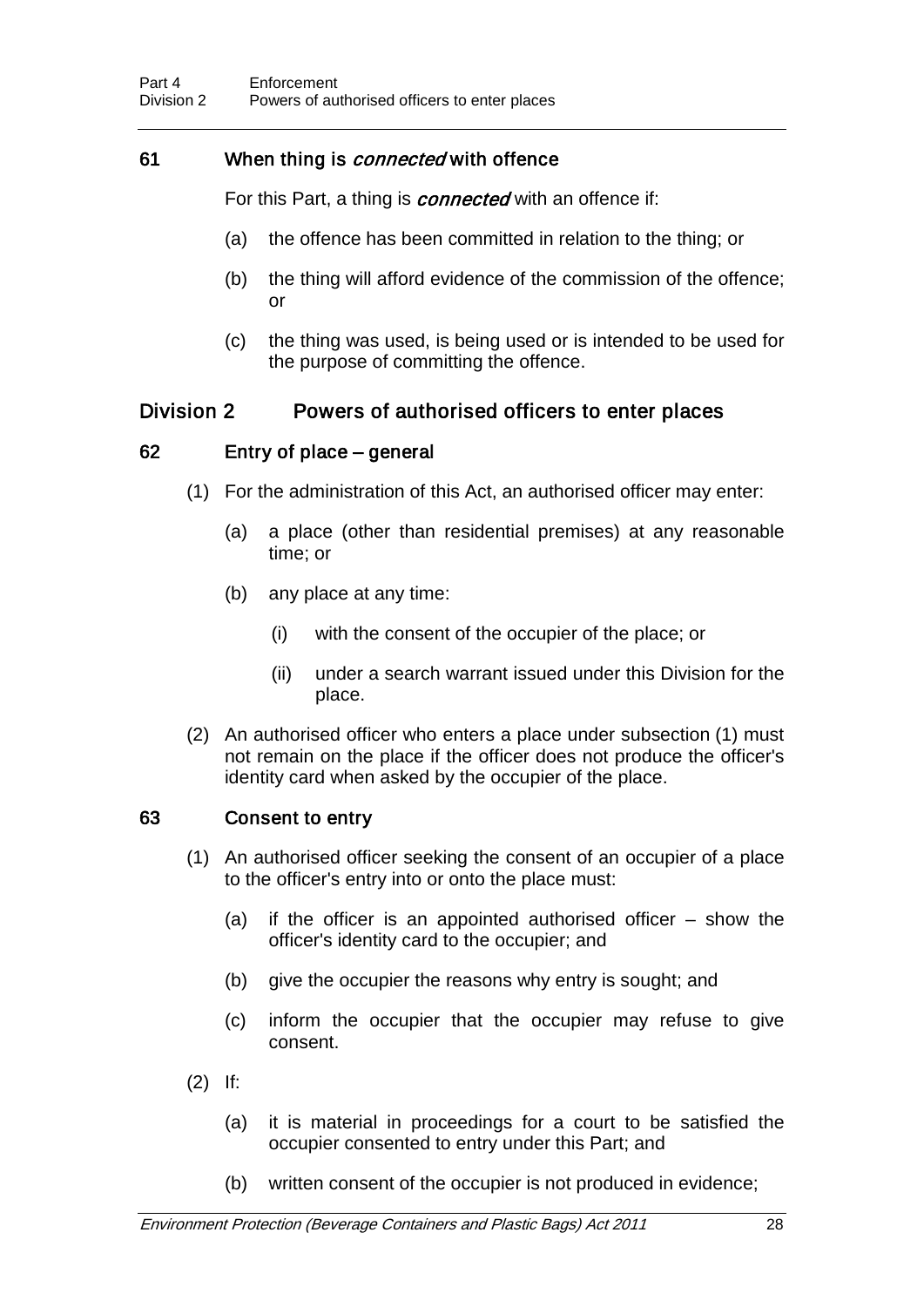### 61 When thing is *connected* with offence

For this Part, a thing is ***connected*** with an offence if:

(a) the offence has been committed in relation to the thing; or

(b) the thing will afford evidence of the commission of the offence; or

(c) the thing was used, is being used or is intended to be used for the purpose of committing the offence.

## Division 2 Powers of authorised officers to enter places

### 62 Entry of place – general

(1) For the administration of this Act, an authorised officer may enter:

(a) a place (other than residential premises) at any reasonable time; or

(b) any place at any time:

(i) with the consent of the occupier of the place; or

(ii) under a search warrant issued under this Division for the place.

(2) An authorised officer who enters a place under subsection (1) must not remain on the place if the officer does not produce the officer's identity card when asked by the occupier of the place.

### 63 Consent to entry

(1) An authorised officer seeking the consent of an occupier of a place to the officer's entry into or onto the place must:

(a) if the officer is an appointed authorised officer – show the officer's identity card to the occupier; and

(b) give the occupier the reasons why entry is sought; and

(c) inform the occupier that the occupier may refuse to give consent.

(2) If:

(a) it is material in proceedings for a court to be satisfied the occupier consented to entry under this Part; and

(b) written consent of the occupier is not produced in evidence;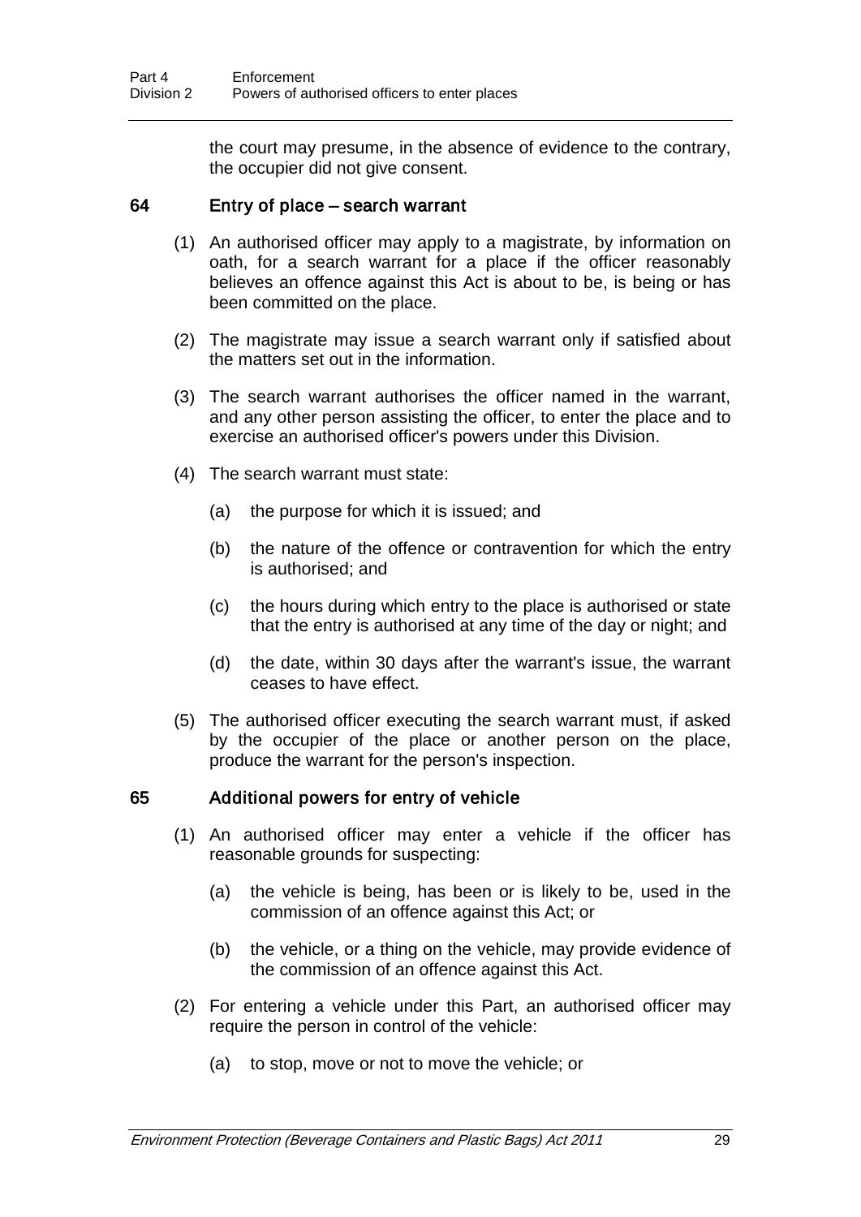the court may presume, in the absence of evidence to the contrary, the occupier did not give consent.

### 64 Entry of place – search warrant

(1) An authorised officer may apply to a magistrate, by information on oath, for a search warrant for a place if the officer reasonably believes an offence against this Act is about to be, is being or has been committed on the place.

(2) The magistrate may issue a search warrant only if satisfied about the matters set out in the information.

(3) The search warrant authorises the officer named in the warrant, and any other person assisting the officer, to enter the place and to exercise an authorised officer's powers under this Division.

(4) The search warrant must state:

(a) the purpose for which it is issued; and

(b) the nature of the offence or contravention for which the entry is authorised; and

(c) the hours during which entry to the place is authorised or state that the entry is authorised at any time of the day or night; and

(d) the date, within 30 days after the warrant's issue, the warrant ceases to have effect.

(5) The authorised officer executing the search warrant must, if asked by the occupier of the place or another person on the place, produce the warrant for the person's inspection.

### 65 Additional powers for entry of vehicle

(1) An authorised officer may enter a vehicle if the officer has reasonable grounds for suspecting:

(a) the vehicle is being, has been or is likely to be, used in the commission of an offence against this Act; or

(b) the vehicle, or a thing on the vehicle, may provide evidence of the commission of an offence against this Act.

(2) For entering a vehicle under this Part, an authorised officer may require the person in control of the vehicle:

(a) to stop, move or not to move the vehicle; or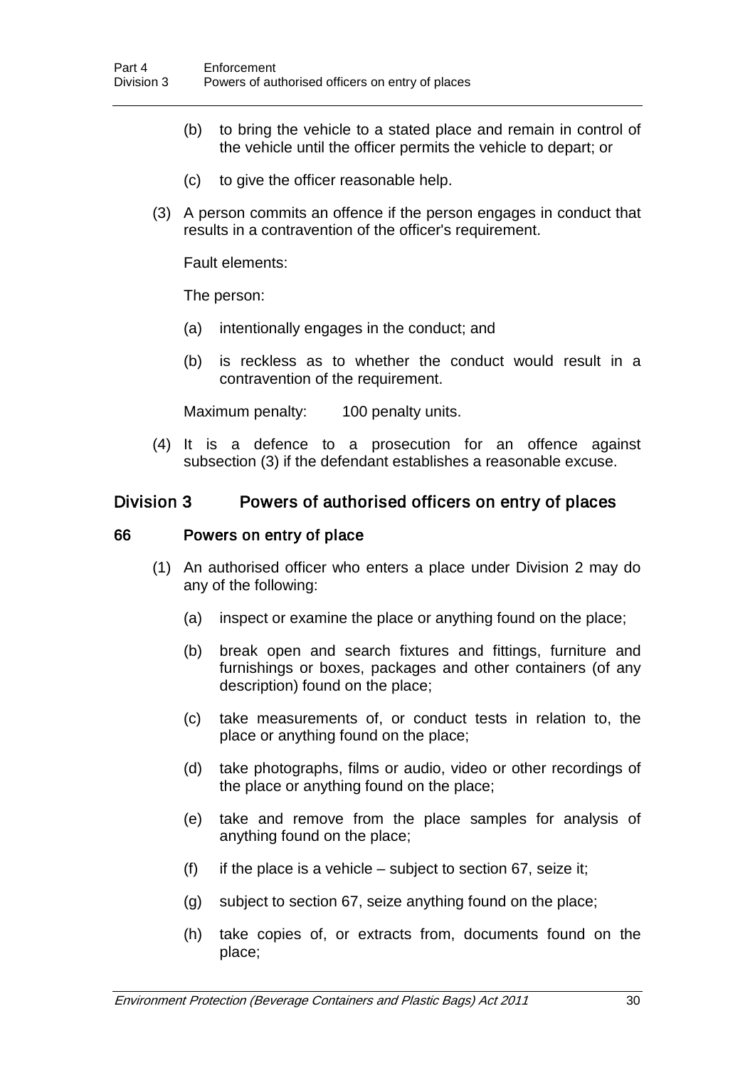(b) to bring the vehicle to a stated place and remain in control of the vehicle until the officer permits the vehicle to depart; or

(c) to give the officer reasonable help.

(3) A person commits an offence if the person engages in conduct that results in a contravention of the officer's requirement.

Fault elements:

The person:

(a) intentionally engages in the conduct; and

(b) is reckless as to whether the conduct would result in a contravention of the requirement.

Maximum penalty: 100 penalty units.

(4) It is a defence to a prosecution for an offence against subsection (3) if the defendant establishes a reasonable excuse.

## Division 3 Powers of authorised officers on entry of places

### 66 Powers on entry of place

(1) An authorised officer who enters a place under Division 2 may do any of the following:

(a) inspect or examine the place or anything found on the place;

(b) break open and search fixtures and fittings, furniture and furnishings or boxes, packages and other containers (of any description) found on the place;

(c) take measurements of, or conduct tests in relation to, the place or anything found on the place;

(d) take photographs, films or audio, video or other recordings of the place or anything found on the place;

(e) take and remove from the place samples for analysis of anything found on the place;

(f) if the place is a vehicle – subject to section 67, seize it;

(g) subject to section 67, seize anything found on the place;

(h) take copies of, or extracts from, documents found on the place;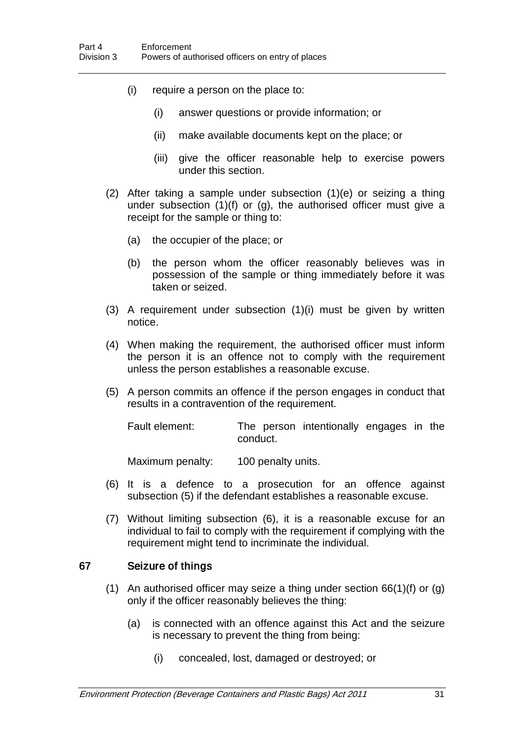(i) require a person on the place to:

   (i) answer questions or provide information; or

   (ii) make available documents kept on the place; or

   (iii) give the officer reasonable help to exercise powers under this section.

(2) After taking a sample under subsection (1)(e) or seizing a thing under subsection (1)(f) or (g), the authorised officer must give a receipt for the sample or thing to:

   (a) the occupier of the place; or

   (b) the person whom the officer reasonably believes was in possession of the sample or thing immediately before it was taken or seized.

(3) A requirement under subsection (1)(i) must be given by written notice.

(4) When making the requirement, the authorised officer must inform the person it is an offence not to comply with the requirement unless the person establishes a reasonable excuse.

(5) A person commits an offence if the person engages in conduct that results in a contravention of the requirement.

   Fault element: The person intentionally engages in the conduct.

   Maximum penalty: 100 penalty units.

(6) It is a defence to a prosecution for an offence against subsection (5) if the defendant establishes a reasonable excuse.

(7) Without limiting subsection (6), it is a reasonable excuse for an individual to fail to comply with the requirement if complying with the requirement might tend to incriminate the individual.

### 67 Seizure of things

(1) An authorised officer may seize a thing under section 66(1)(f) or (g) only if the officer reasonably believes the thing:

   (a) is connected with an offence against this Act and the seizure is necessary to prevent the thing from being:

      (i) concealed, lost, damaged or destroyed; or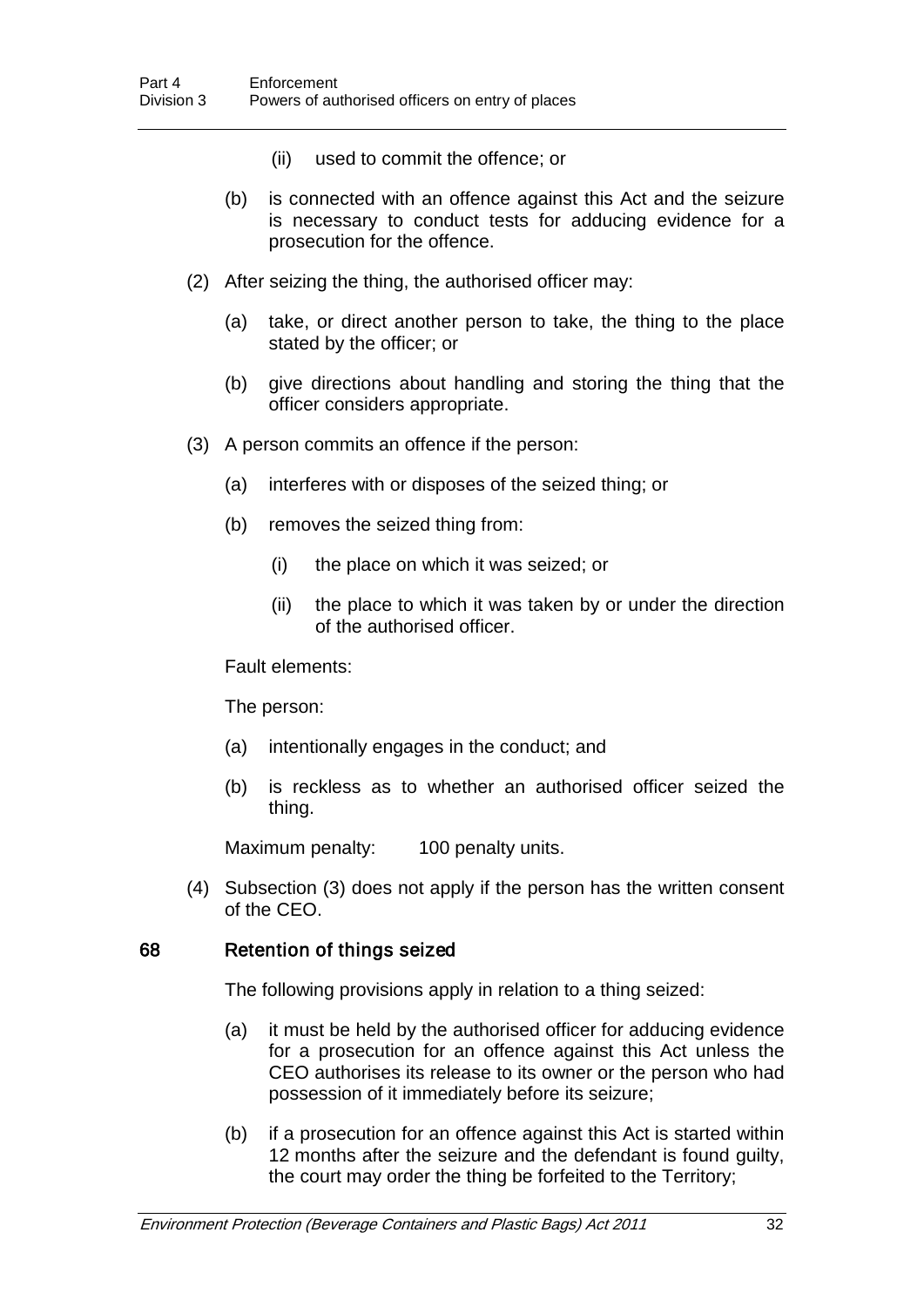(ii) used to commit the offence; or

(b) is connected with an offence against this Act and the seizure is necessary to conduct tests for adducing evidence for a prosecution for the offence.

(2) After seizing the thing, the authorised officer may:

(a) take, or direct another person to take, the thing to the place stated by the officer; or

(b) give directions about handling and storing the thing that the officer considers appropriate.

(3) A person commits an offence if the person:

(a) interferes with or disposes of the seized thing; or

(b) removes the seized thing from:

(i) the place on which it was seized; or

(ii) the place to which it was taken by or under the direction of the authorised officer.

Fault elements:

The person:

(a) intentionally engages in the conduct; and

(b) is reckless as to whether an authorised officer seized the thing.

Maximum penalty: 100 penalty units.

(4) Subsection (3) does not apply if the person has the written consent of the CEO.

### 68 Retention of things seized

The following provisions apply in relation to a thing seized:

(a) it must be held by the authorised officer for adducing evidence for a prosecution for an offence against this Act unless the CEO authorises its release to its owner or the person who had possession of it immediately before its seizure;

(b) if a prosecution for an offence against this Act is started within 12 months after the seizure and the defendant is found guilty, the court may order the thing be forfeited to the Territory;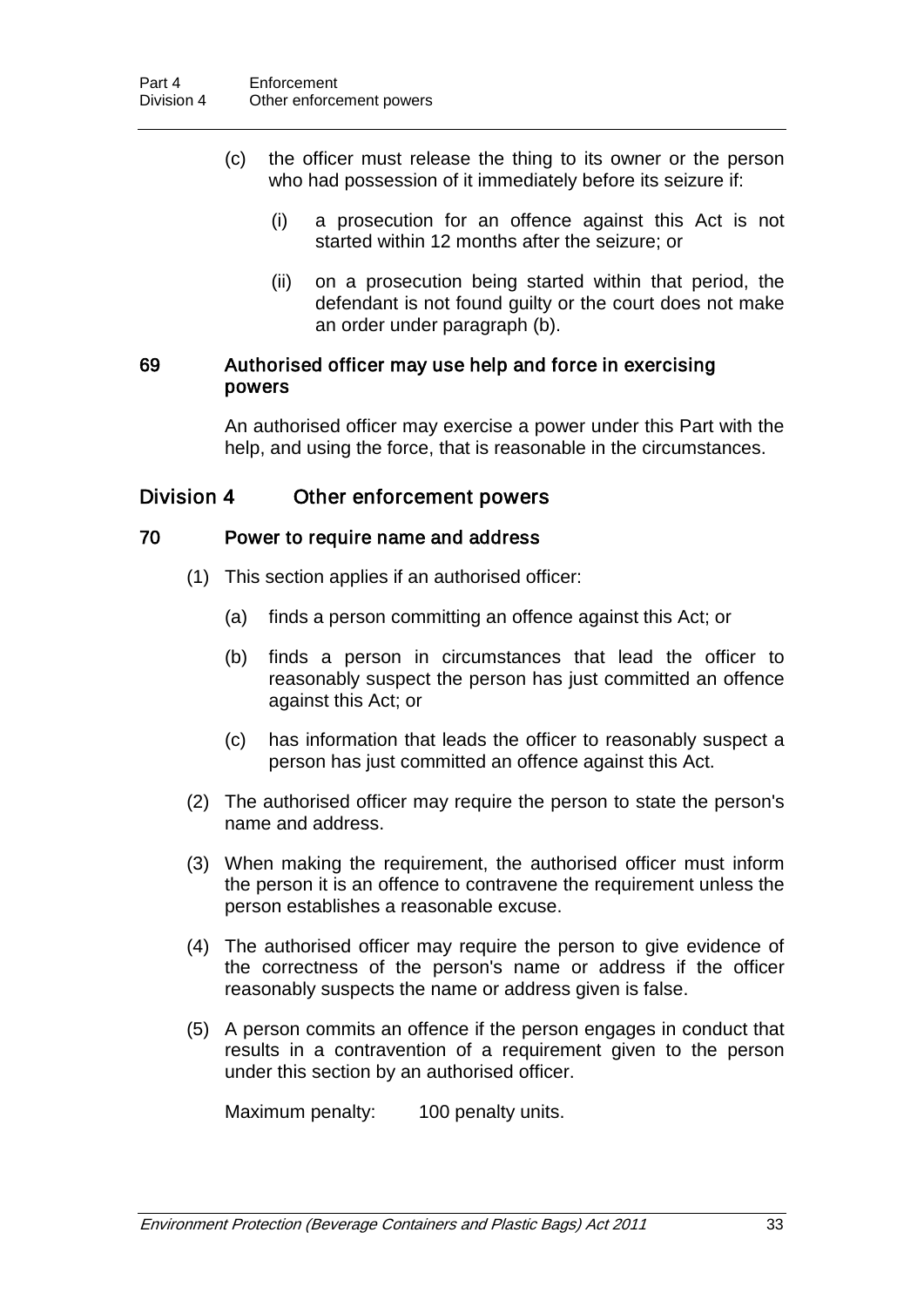(c) the officer must release the thing to its owner or the person who had possession of it immediately before its seizure if:

   (i) a prosecution for an offence against this Act is not started within 12 months after the seizure; or

   (ii) on a prosecution being started within that period, the defendant is not found guilty or the court does not make an order under paragraph (b).

### 69 Authorised officer may use help and force in exercising powers

An authorised officer may exercise a power under this Part with the help, and using the force, that is reasonable in the circumstances.

## Division 4 Other enforcement powers

### 70 Power to require name and address

(1) This section applies if an authorised officer:

   (a) finds a person committing an offence against this Act; or

   (b) finds a person in circumstances that lead the officer to reasonably suspect the person has just committed an offence against this Act; or

   (c) has information that leads the officer to reasonably suspect a person has just committed an offence against this Act.

(2) The authorised officer may require the person to state the person's name and address.

(3) When making the requirement, the authorised officer must inform the person it is an offence to contravene the requirement unless the person establishes a reasonable excuse.

(4) The authorised officer may require the person to give evidence of the correctness of the person's name or address if the officer reasonably suspects the name or address given is false.

(5) A person commits an offence if the person engages in conduct that results in a contravention of a requirement given to the person under this section by an authorised officer.

Maximum penalty: 100 penalty units.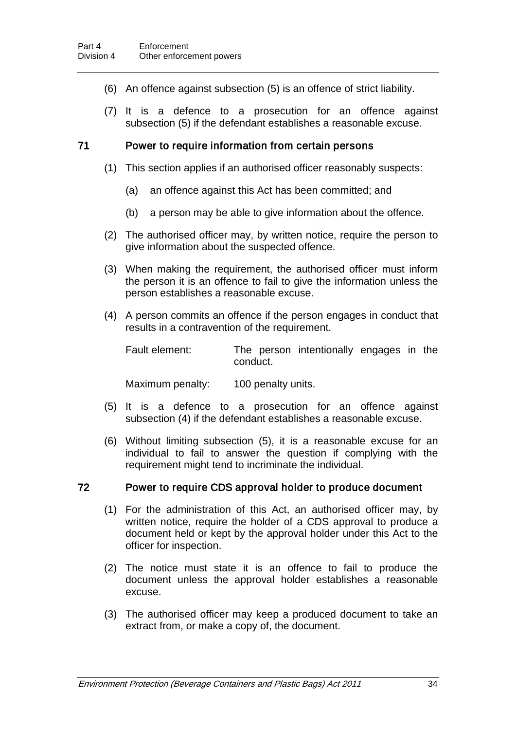(6) An offence against subsection (5) is an offence of strict liability.

(7) It is a defence to a prosecution for an offence against subsection (5) if the defendant establishes a reasonable excuse.

### 71 Power to require information from certain persons

(1) This section applies if an authorised officer reasonably suspects:

(a) an offence against this Act has been committed; and

(b) a person may be able to give information about the offence.

(2) The authorised officer may, by written notice, require the person to give information about the suspected offence.

(3) When making the requirement, the authorised officer must inform the person it is an offence to fail to give the information unless the person establishes a reasonable excuse.

(4) A person commits an offence if the person engages in conduct that results in a contravention of the requirement.

Fault element: The person intentionally engages in the conduct.

Maximum penalty: 100 penalty units.

(5) It is a defence to a prosecution for an offence against subsection (4) if the defendant establishes a reasonable excuse.

(6) Without limiting subsection (5), it is a reasonable excuse for an individual to fail to answer the question if complying with the requirement might tend to incriminate the individual.

### 72 Power to require CDS approval holder to produce document

(1) For the administration of this Act, an authorised officer may, by written notice, require the holder of a CDS approval to produce a document held or kept by the approval holder under this Act to the officer for inspection.

(2) The notice must state it is an offence to fail to produce the document unless the approval holder establishes a reasonable excuse.

(3) The authorised officer may keep a produced document to take an extract from, or make a copy of, the document.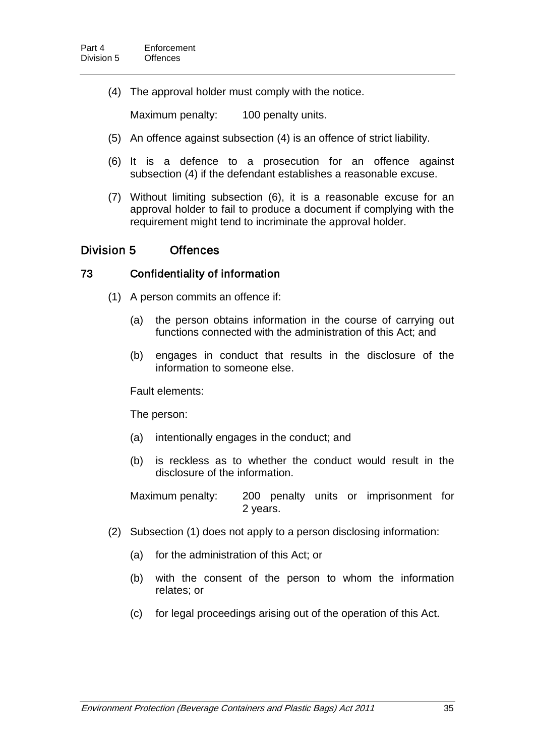(4) The approval holder must comply with the notice.

Maximum penalty: 100 penalty units.

(5) An offence against subsection (4) is an offence of strict liability.

(6) It is a defence to a prosecution for an offence against subsection (4) if the defendant establishes a reasonable excuse.

(7) Without limiting subsection (6), it is a reasonable excuse for an approval holder to fail to produce a document if complying with the requirement might tend to incriminate the approval holder.

## Division 5 Offences

### 73 Confidentiality of information

(1) A person commits an offence if:

(a) the person obtains information in the course of carrying out functions connected with the administration of this Act; and

(b) engages in conduct that results in the disclosure of the information to someone else.

Fault elements:

The person:

(a) intentionally engages in the conduct; and

(b) is reckless as to whether the conduct would result in the disclosure of the information.

Maximum penalty: 200 penalty units or imprisonment for 2 years.

(2) Subsection (1) does not apply to a person disclosing information:

(a) for the administration of this Act; or

(b) with the consent of the person to whom the information relates; or

(c) for legal proceedings arising out of the operation of this Act.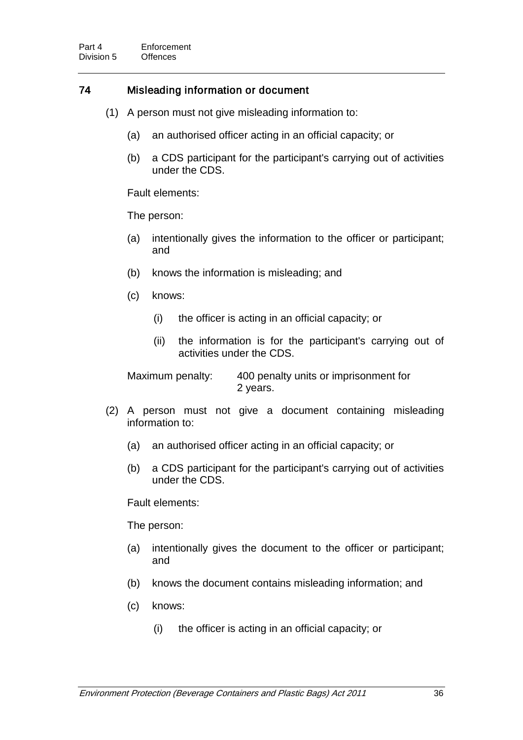### 74 Misleading information or document

(1) A person must not give misleading information to:

(a) an authorised officer acting in an official capacity; or

(b) a CDS participant for the participant's carrying out of activities under the CDS.

Fault elements:

The person:

(a) intentionally gives the information to the officer or participant; and

(b) knows the information is misleading; and

(c) knows:

(i) the officer is acting in an official capacity; or

(ii) the information is for the participant's carrying out of activities under the CDS.

Maximum penalty: 400 penalty units or imprisonment for 2 years.

(2) A person must not give a document containing misleading information to:

(a) an authorised officer acting in an official capacity; or

(b) a CDS participant for the participant's carrying out of activities under the CDS.

Fault elements:

The person:

(a) intentionally gives the document to the officer or participant; and

(b) knows the document contains misleading information; and

(c) knows:

(i) the officer is acting in an official capacity; or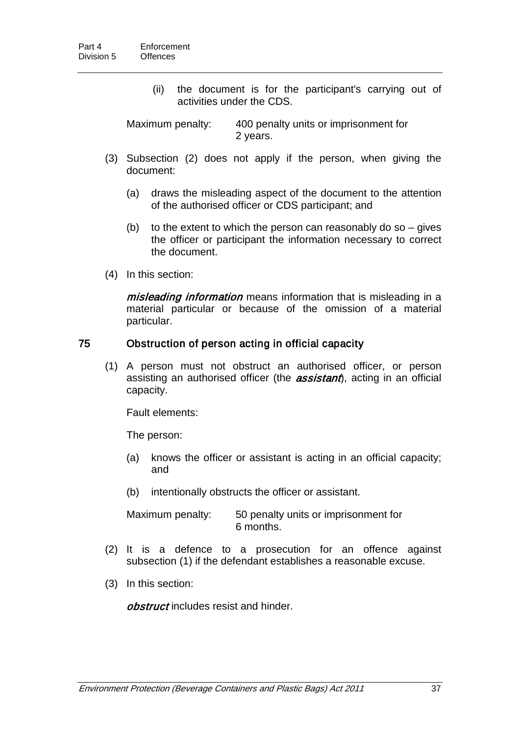(ii) the document is for the participant's carrying out of activities under the CDS.

Maximum penalty: 400 penalty units or imprisonment for 2 years.

(3) Subsection (2) does not apply if the person, when giving the document:

(a) draws the misleading aspect of the document to the attention of the authorised officer or CDS participant; and

(b) to the extent to which the person can reasonably do so – gives the officer or participant the information necessary to correct the document.

(4) In this section:

***misleading information*** means information that is misleading in a material particular or because of the omission of a material particular.

## 75 Obstruction of person acting in official capacity

(1) A person must not obstruct an authorised officer, or person assisting an authorised officer (the ***assistant***), acting in an official capacity.

Fault elements:

The person:

(a) knows the officer or assistant is acting in an official capacity; and

(b) intentionally obstructs the officer or assistant.

Maximum penalty: 50 penalty units or imprisonment for 6 months.

(2) It is a defence to a prosecution for an offence against subsection (1) if the defendant establishes a reasonable excuse.

(3) In this section:

***obstruct*** includes resist and hinder.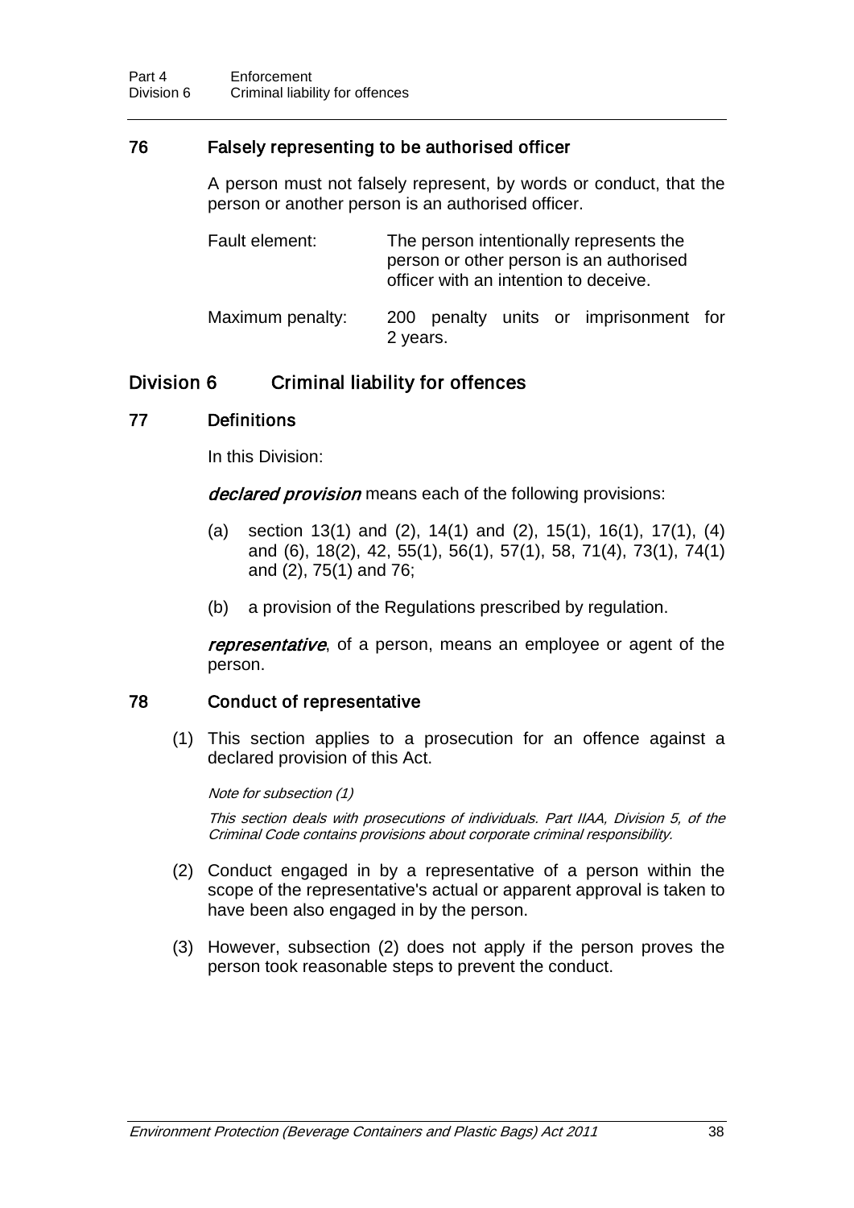### 76 Falsely representing to be authorised officer

A person must not falsely represent, by words or conduct, that the person or another person is an authorised officer.

Fault element: The person intentionally represents the person or other person is an authorised officer with an intention to deceive.

Maximum penalty: 200 penalty units or imprisonment for 2 years.

## Division 6 Criminal liability for offences

### 77 Definitions

In this Division:

***declared provision*** means each of the following provisions:

(a) section 13(1) and (2), 14(1) and (2), 15(1), 16(1), 17(1), (4) and (6), 18(2), 42, 55(1), 56(1), 57(1), 58, 71(4), 73(1), 74(1) and (2), 75(1) and 76;

(b) a provision of the Regulations prescribed by regulation.

***representative***, of a person, means an employee or agent of the person.

### 78 Conduct of representative

(1) This section applies to a prosecution for an offence against a declared provision of this Act.

*Note for subsection (1)*

*This section deals with prosecutions of individuals. Part IIAA, Division 5, of the Criminal Code contains provisions about corporate criminal responsibility.*

(2) Conduct engaged in by a representative of a person within the scope of the representative's actual or apparent approval is taken to have been also engaged in by the person.

(3) However, subsection (2) does not apply if the person proves the person took reasonable steps to prevent the conduct.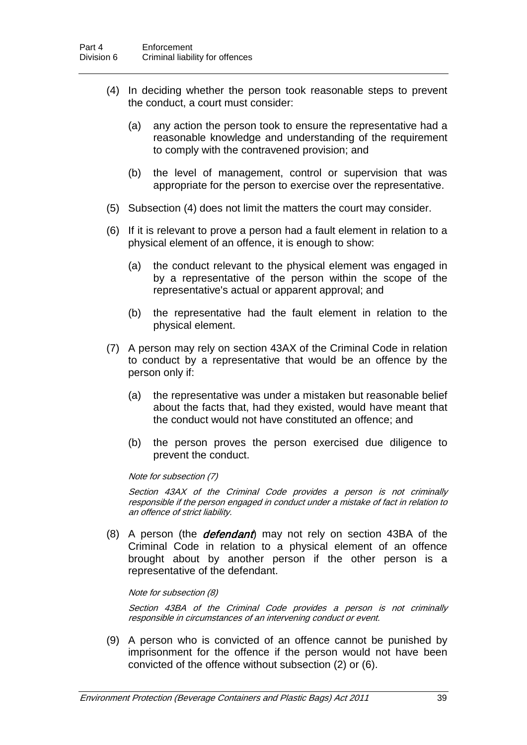(4) In deciding whether the person took reasonable steps to prevent the conduct, a court must consider:

(a) any action the person took to ensure the representative had a reasonable knowledge and understanding of the requirement to comply with the contravened provision; and

(b) the level of management, control or supervision that was appropriate for the person to exercise over the representative.

(5) Subsection (4) does not limit the matters the court may consider.

(6) If it is relevant to prove a person had a fault element in relation to a physical element of an offence, it is enough to show:

(a) the conduct relevant to the physical element was engaged in by a representative of the person within the scope of the representative's actual or apparent approval; and

(b) the representative had the fault element in relation to the physical element.

(7) A person may rely on section 43AX of the Criminal Code in relation to conduct by a representative that would be an offence by the person only if:

(a) the representative was under a mistaken but reasonable belief about the facts that, had they existed, would have meant that the conduct would not have constituted an offence; and

(b) the person proves the person exercised due diligence to prevent the conduct.

*Note for subsection (7)*

*Section 43AX of the Criminal Code provides a person is not criminally responsible if the person engaged in conduct under a mistake of fact in relation to an offence of strict liability.*

(8) A person (the ***defendant***) may not rely on section 43BA of the Criminal Code in relation to a physical element of an offence brought about by another person if the other person is a representative of the defendant.

*Note for subsection (8)*

*Section 43BA of the Criminal Code provides a person is not criminally responsible in circumstances of an intervening conduct or event.*

(9) A person who is convicted of an offence cannot be punished by imprisonment for the offence if the person would not have been convicted of the offence without subsection (2) or (6).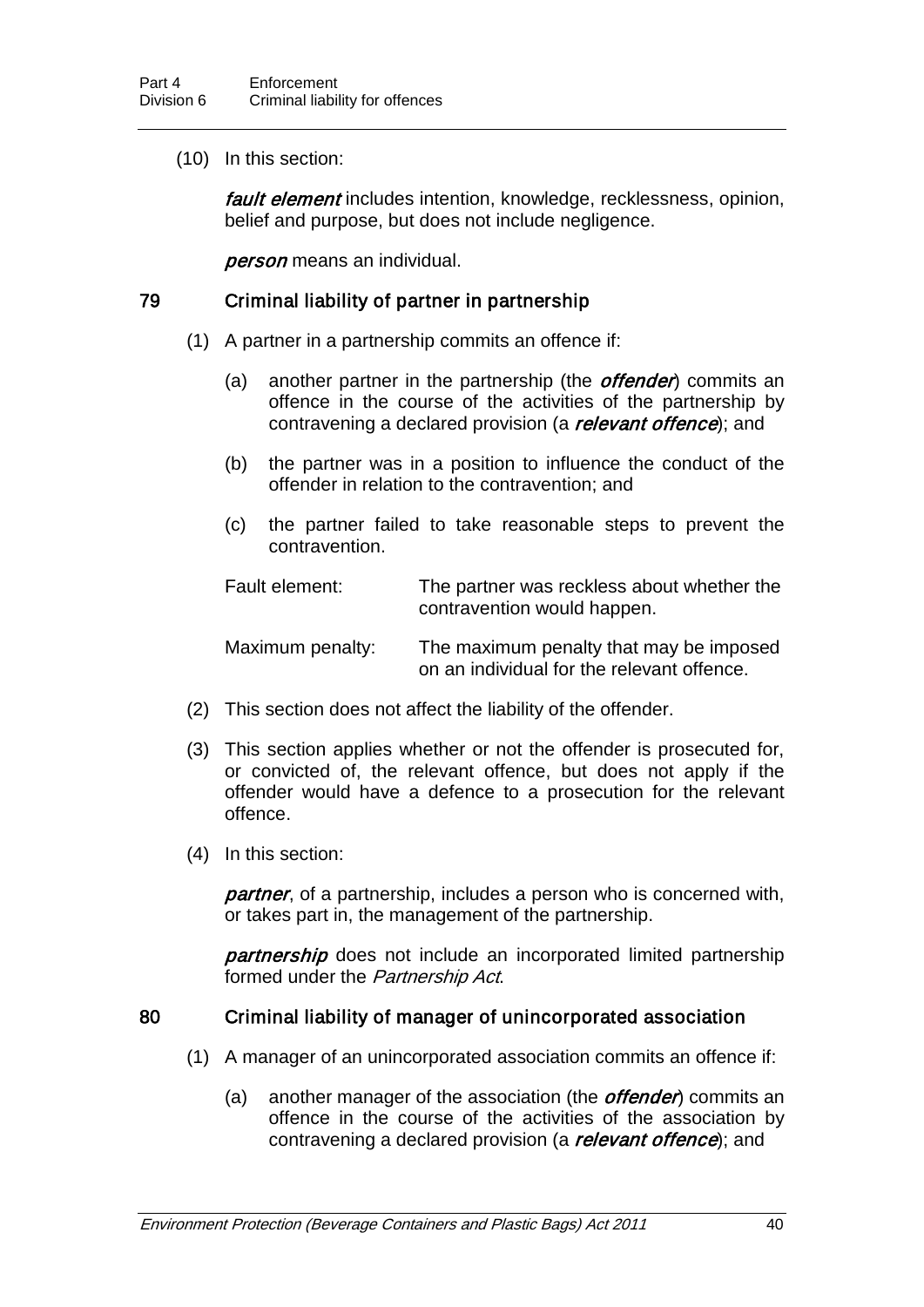(10) In this section:

***fault element*** includes intention, knowledge, recklessness, opinion, belief and purpose, but does not include negligence.

***person*** means an individual.

## 79 Criminal liability of partner in partnership

(1) A partner in a partnership commits an offence if:

(a) another partner in the partnership (the ***offender***) commits an offence in the course of the activities of the partnership by contravening a declared provision (a ***relevant offence***); and

(b) the partner was in a position to influence the conduct of the offender in relation to the contravention; and

(c) the partner failed to take reasonable steps to prevent the contravention.

Fault element: The partner was reckless about whether the contravention would happen.

Maximum penalty: The maximum penalty that may be imposed on an individual for the relevant offence.

(2) This section does not affect the liability of the offender.

(3) This section applies whether or not the offender is prosecuted for, or convicted of, the relevant offence, but does not apply if the offender would have a defence to a prosecution for the relevant offence.

(4) In this section:

***partner***, of a partnership, includes a person who is concerned with, or takes part in, the management of the partnership.

***partnership*** does not include an incorporated limited partnership formed under the *Partnership Act*.

## 80 Criminal liability of manager of unincorporated association

(1) A manager of an unincorporated association commits an offence if:

(a) another manager of the association (the ***offender***) commits an offence in the course of the activities of the association by contravening a declared provision (a ***relevant offence***); and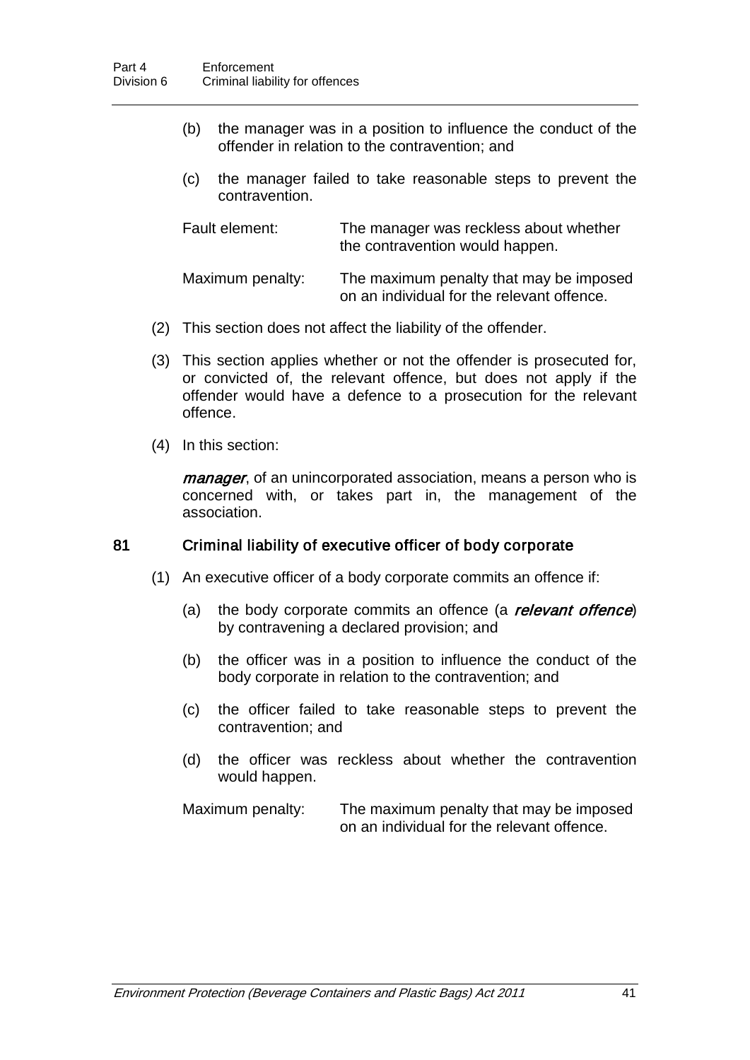(b) the manager was in a position to influence the conduct of the offender in relation to the contravention; and

(c) the manager failed to take reasonable steps to prevent the contravention.

Fault element: The manager was reckless about whether the contravention would happen.

Maximum penalty: The maximum penalty that may be imposed on an individual for the relevant offence.

(2) This section does not affect the liability of the offender.

(3) This section applies whether or not the offender is prosecuted for, or convicted of, the relevant offence, but does not apply if the offender would have a defence to a prosecution for the relevant offence.

(4) In this section:

***manager***, of an unincorporated association, means a person who is concerned with, or takes part in, the management of the association.

### 81 Criminal liability of executive officer of body corporate

(1) An executive officer of a body corporate commits an offence if:

(a) the body corporate commits an offence (a ***relevant offence***) by contravening a declared provision; and

(b) the officer was in a position to influence the conduct of the body corporate in relation to the contravention; and

(c) the officer failed to take reasonable steps to prevent the contravention; and

(d) the officer was reckless about whether the contravention would happen.

Maximum penalty: The maximum penalty that may be imposed on an individual for the relevant offence.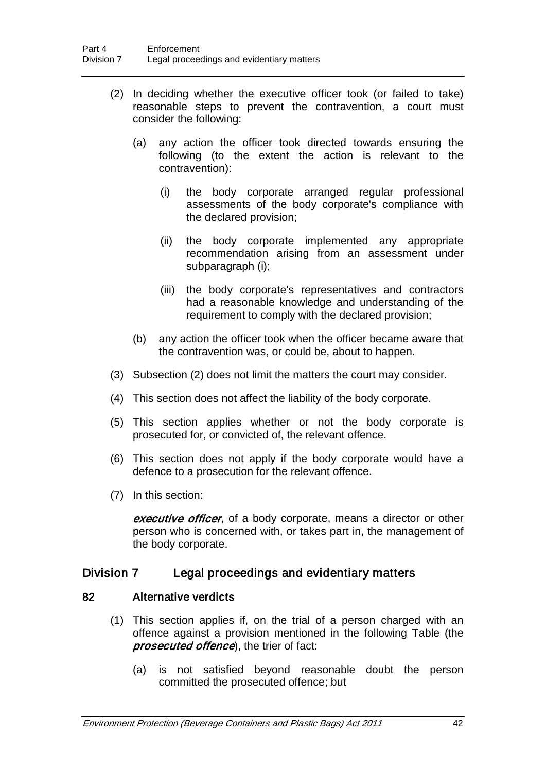(2) In deciding whether the executive officer took (or failed to take) reasonable steps to prevent the contravention, a court must consider the following:

(a) any action the officer took directed towards ensuring the following (to the extent the action is relevant to the contravention):

(i) the body corporate arranged regular professional assessments of the body corporate's compliance with the declared provision;

(ii) the body corporate implemented any appropriate recommendation arising from an assessment under subparagraph (i);

(iii) the body corporate's representatives and contractors had a reasonable knowledge and understanding of the requirement to comply with the declared provision;

(b) any action the officer took when the officer became aware that the contravention was, or could be, about to happen.

(3) Subsection (2) does not limit the matters the court may consider.

(4) This section does not affect the liability of the body corporate.

(5) This section applies whether or not the body corporate is prosecuted for, or convicted of, the relevant offence.

(6) This section does not apply if the body corporate would have a defence to a prosecution for the relevant offence.

(7) In this section:

***executive officer***, of a body corporate, means a director or other person who is concerned with, or takes part in, the management of the body corporate.

## Division 7 Legal proceedings and evidentiary matters

### 82 Alternative verdicts

(1) This section applies if, on the trial of a person charged with an offence against a provision mentioned in the following Table (the ***prosecuted offence***), the trier of fact:

(a) is not satisfied beyond reasonable doubt the person committed the prosecuted offence; but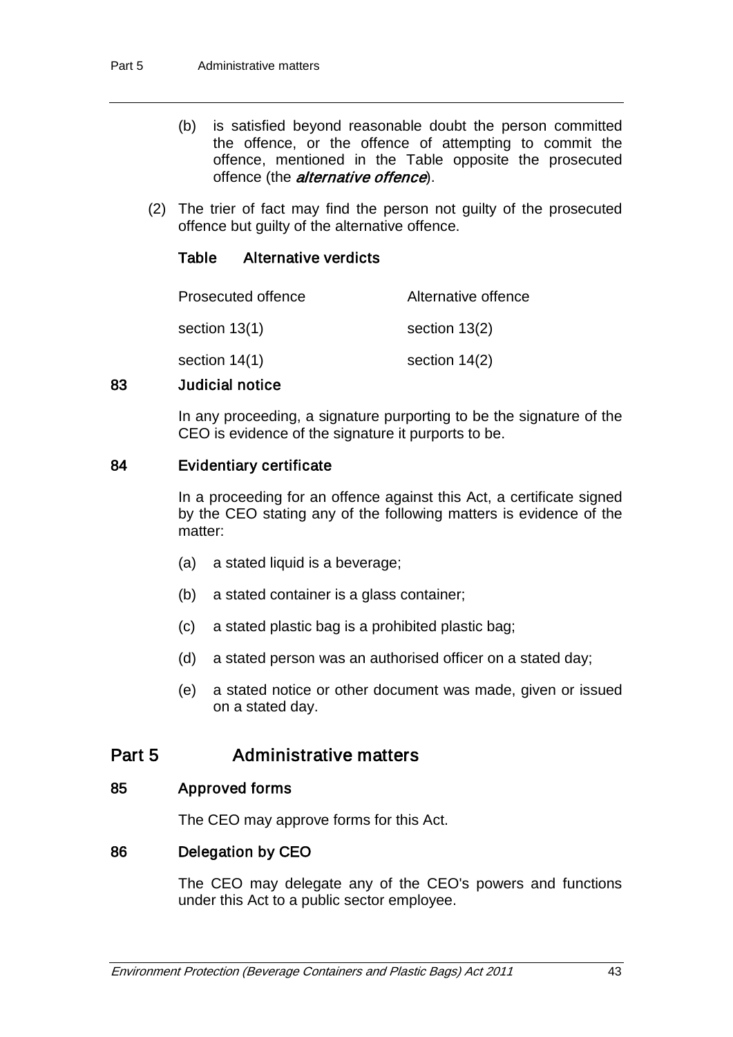(b) is satisfied beyond reasonable doubt the person committed the offence, or the offence of attempting to commit the offence, mentioned in the Table opposite the prosecuted offence (the ***alternative offence***).

(2) The trier of fact may find the person not guilty of the prosecuted offence but guilty of the alternative offence.

**Table Alternative verdicts**

| Prosecuted offence | Alternative offence |
|---|---|
| section 13(1) | section 13(2) |
| section 14(1) | section 14(2) |

### 83 Judicial notice

In any proceeding, a signature purporting to be the signature of the CEO is evidence of the signature it purports to be.

### 84 Evidentiary certificate

In a proceeding for an offence against this Act, a certificate signed by the CEO stating any of the following matters is evidence of the matter:

(a) a stated liquid is a beverage;

(b) a stated container is a glass container;

(c) a stated plastic bag is a prohibited plastic bag;

(d) a stated person was an authorised officer on a stated day;

(e) a stated notice or other document was made, given or issued on a stated day.

## Part 5 Administrative matters

### 85 Approved forms

The CEO may approve forms for this Act.

### 86 Delegation by CEO

The CEO may delegate any of the CEO's powers and functions under this Act to a public sector employee.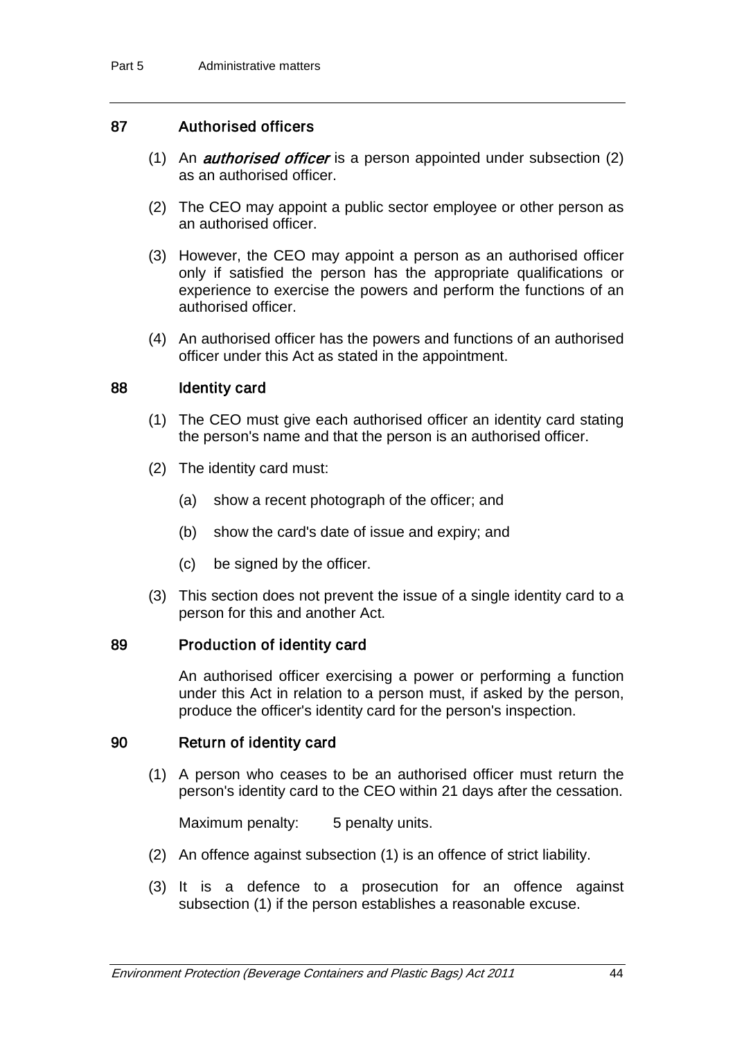## 87 Authorised officers

(1) An ***authorised officer*** is a person appointed under subsection (2) as an authorised officer.

(2) The CEO may appoint a public sector employee or other person as an authorised officer.

(3) However, the CEO may appoint a person as an authorised officer only if satisfied the person has the appropriate qualifications or experience to exercise the powers and perform the functions of an authorised officer.

(4) An authorised officer has the powers and functions of an authorised officer under this Act as stated in the appointment.

## 88 Identity card

(1) The CEO must give each authorised officer an identity card stating the person's name and that the person is an authorised officer.

(2) The identity card must:

(a) show a recent photograph of the officer; and

(b) show the card's date of issue and expiry; and

(c) be signed by the officer.

(3) This section does not prevent the issue of a single identity card to a person for this and another Act.

## 89 Production of identity card

An authorised officer exercising a power or performing a function under this Act in relation to a person must, if asked by the person, produce the officer's identity card for the person's inspection.

## 90 Return of identity card

(1) A person who ceases to be an authorised officer must return the person's identity card to the CEO within 21 days after the cessation.

Maximum penalty: 5 penalty units.

(2) An offence against subsection (1) is an offence of strict liability.

(3) It is a defence to a prosecution for an offence against subsection (1) if the person establishes a reasonable excuse.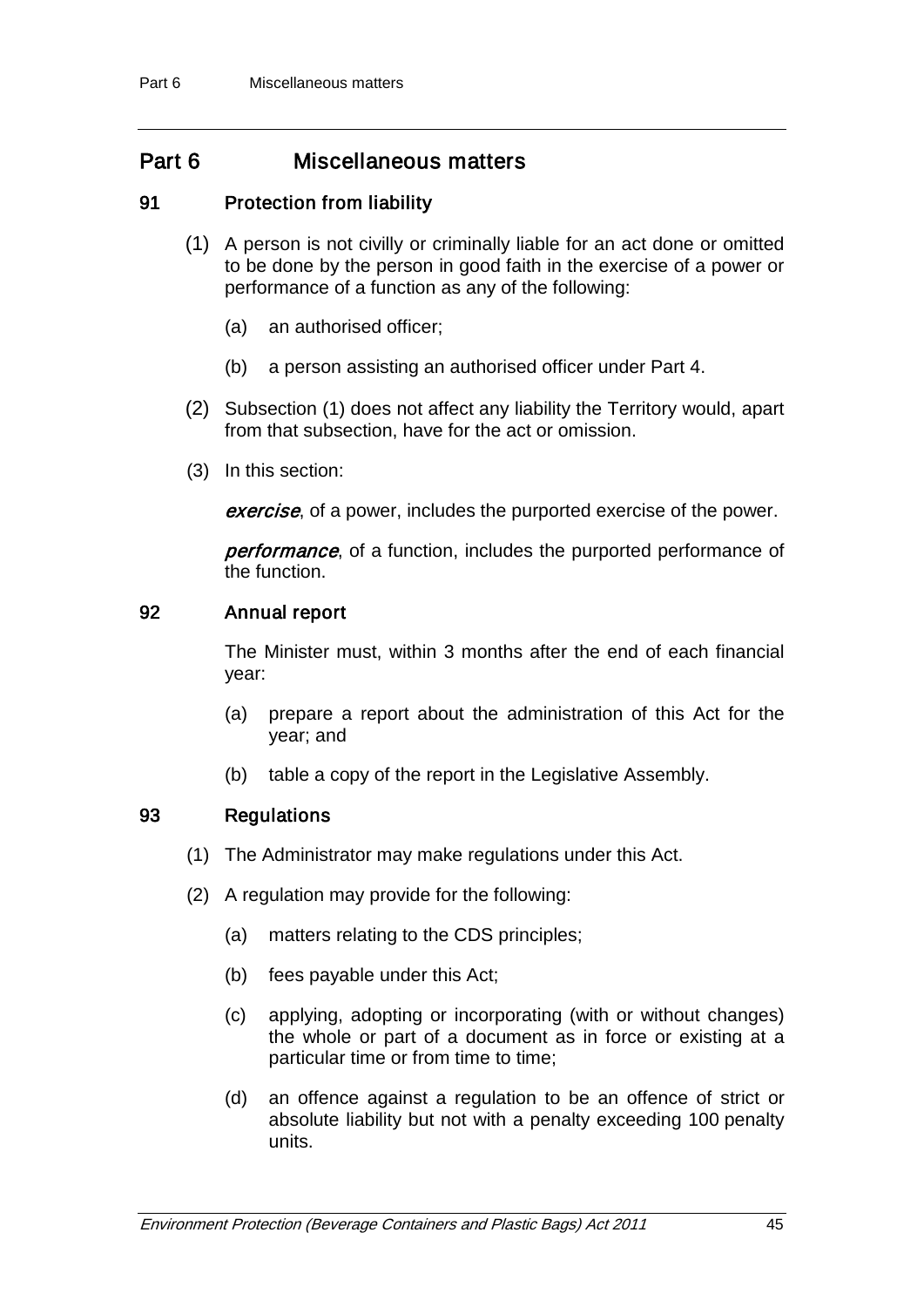# Part 6 Miscellaneous matters

## 91 Protection from liability

(1) A person is not civilly or criminally liable for an act done or omitted to be done by the person in good faith in the exercise of a power or performance of a function as any of the following:

(a) an authorised officer;

(b) a person assisting an authorised officer under Part 4.

(2) Subsection (1) does not affect any liability the Territory would, apart from that subsection, have for the act or omission.

(3) In this section:

***exercise***, of a power, includes the purported exercise of the power.

***performance***, of a function, includes the purported performance of the function.

## 92 Annual report

The Minister must, within 3 months after the end of each financial year:

(a) prepare a report about the administration of this Act for the year; and

(b) table a copy of the report in the Legislative Assembly.

## 93 Regulations

(1) The Administrator may make regulations under this Act.

(2) A regulation may provide for the following:

(a) matters relating to the CDS principles;

(b) fees payable under this Act;

(c) applying, adopting or incorporating (with or without changes) the whole or part of a document as in force or existing at a particular time or from time to time;

(d) an offence against a regulation to be an offence of strict or absolute liability but not with a penalty exceeding 100 penalty units.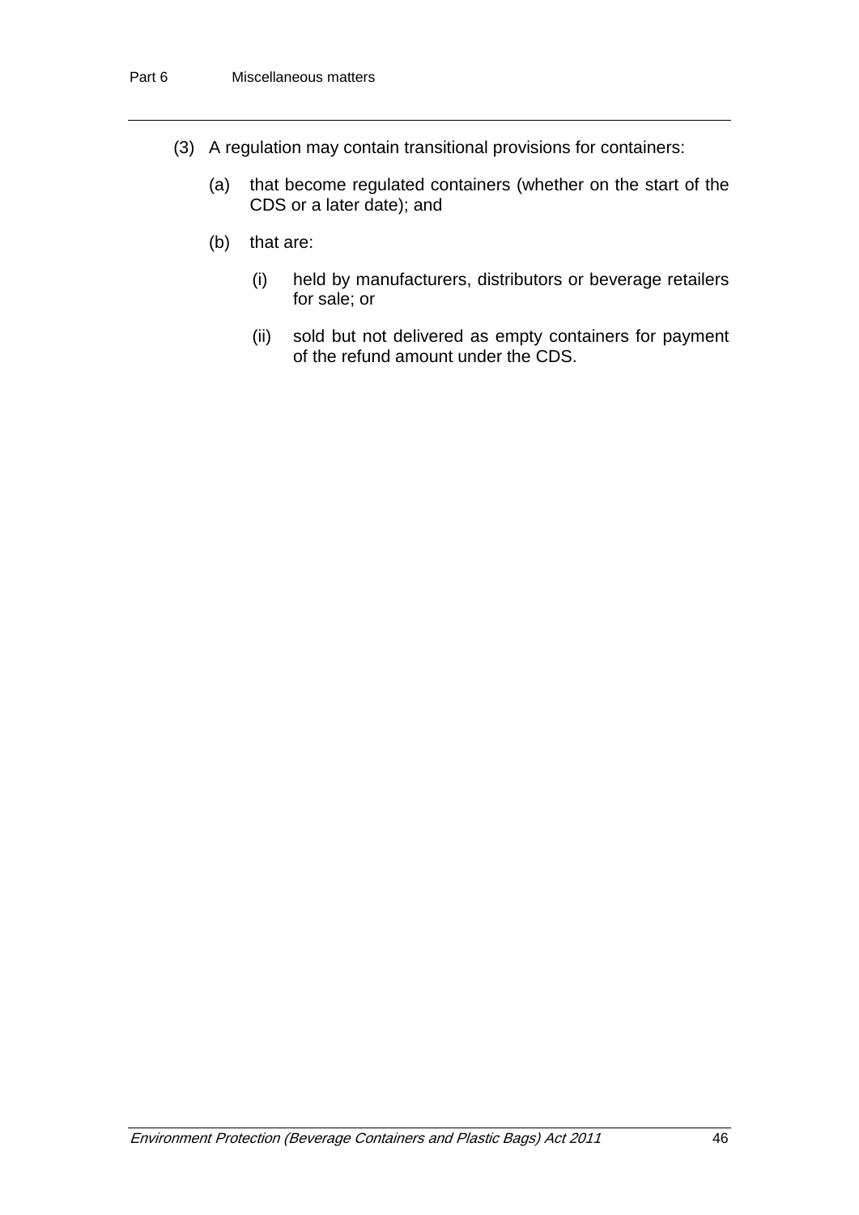(3) A regulation may contain transitional provisions for containers:

(a) that become regulated containers (whether on the start of the CDS or a later date); and

(b) that are:

(i) held by manufacturers, distributors or beverage retailers for sale; or

(ii) sold but not delivered as empty containers for payment of the refund amount under the CDS.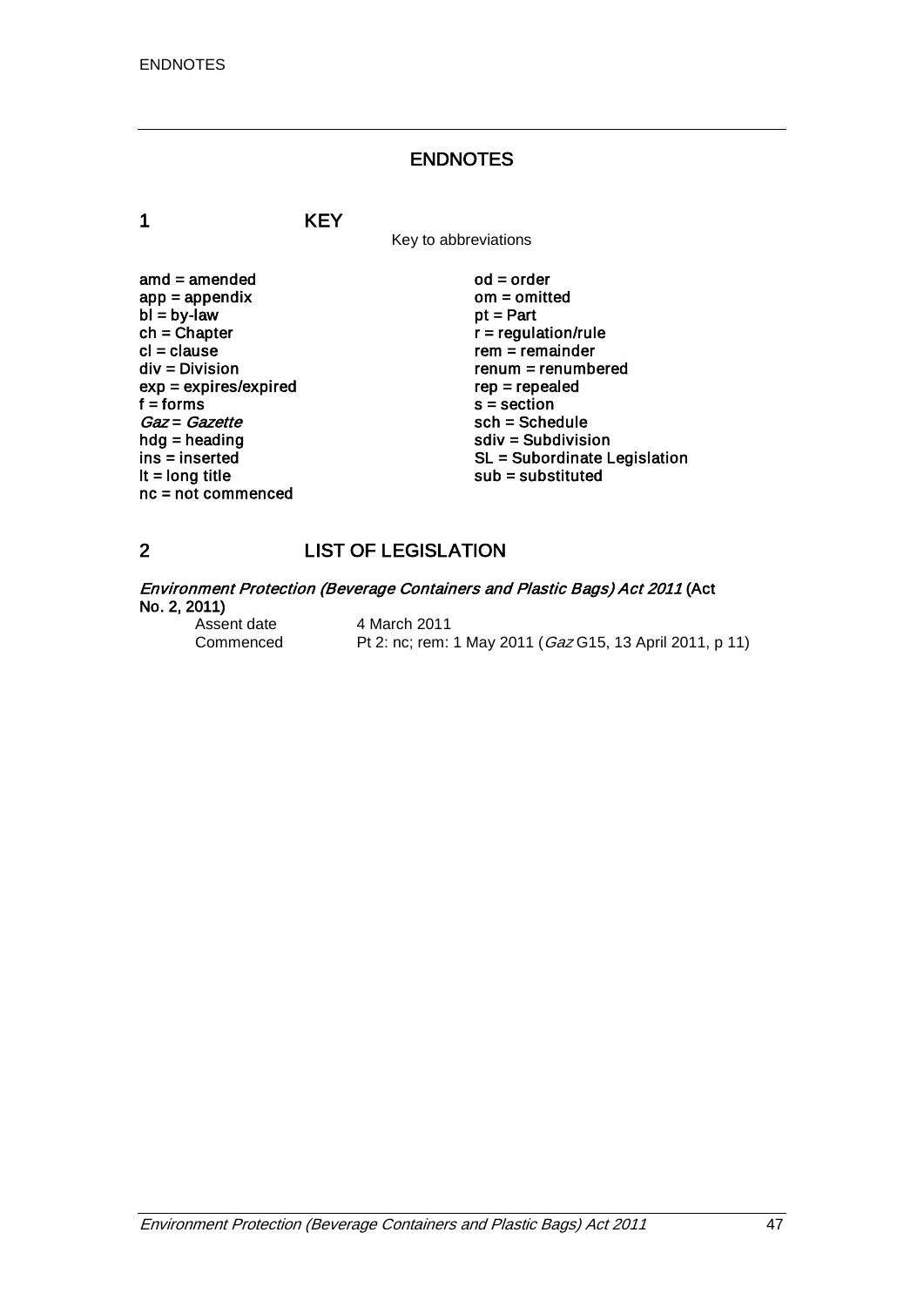# ENDNOTES

## 1 KEY

Key to abbreviations

amd = amended
app = appendix
bl = by-law
ch = Chapter
cl = clause
div = Division
exp = expires/expired
f = forms
*Gaz* = *Gazette*
hdg = heading
ins = inserted
lt = long title
nc = not commenced

od = order
om = omitted
pt = Part
r = regulation/rule
rem = remainder
renum = renumbered
rep = repealed
s = section
sch = Schedule
sdiv = Subdivision
SL = Subordinate Legislation
sub = substituted

## 2 LIST OF LEGISLATION

***Environment Protection (Beverage Containers and Plastic Bags) Act 2011*** **(Act No. 2, 2011)**

Assent date 4 March 2011
Commenced Pt 2: nc; rem: 1 May 2011 (*Gaz* G15, 13 April 2011, p 11)